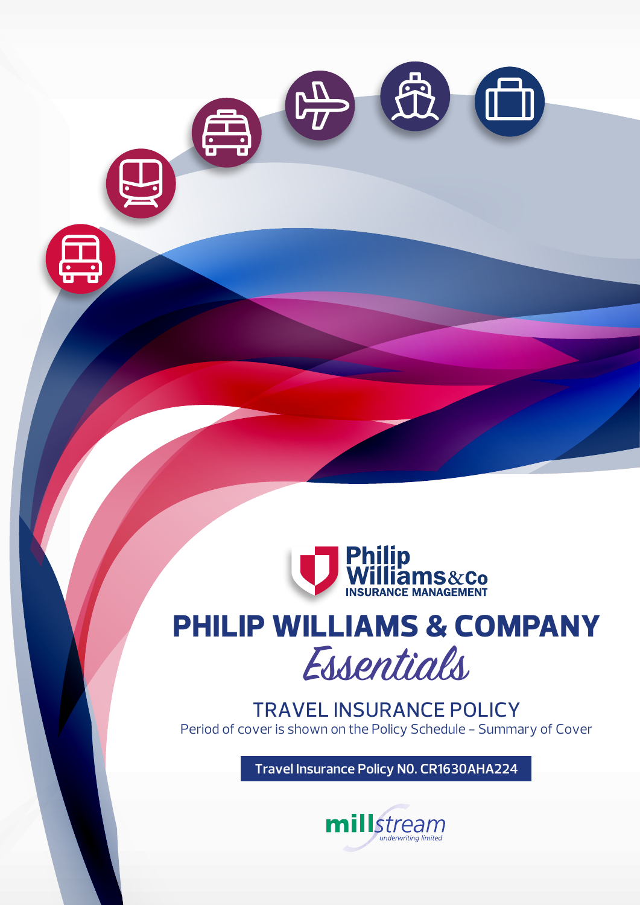Philip Williams & Co
INSURANCE MANAGEMENT

# PHILIP WILLIAMS & COMPANY

## *Essentials*

## TRAVEL INSURANCE POLICY

Period of cover is shown on the Policy Schedule – Summary of Cover

**Travel Insurance Policy NO. CR1630AHA224**

millstream underwriting limited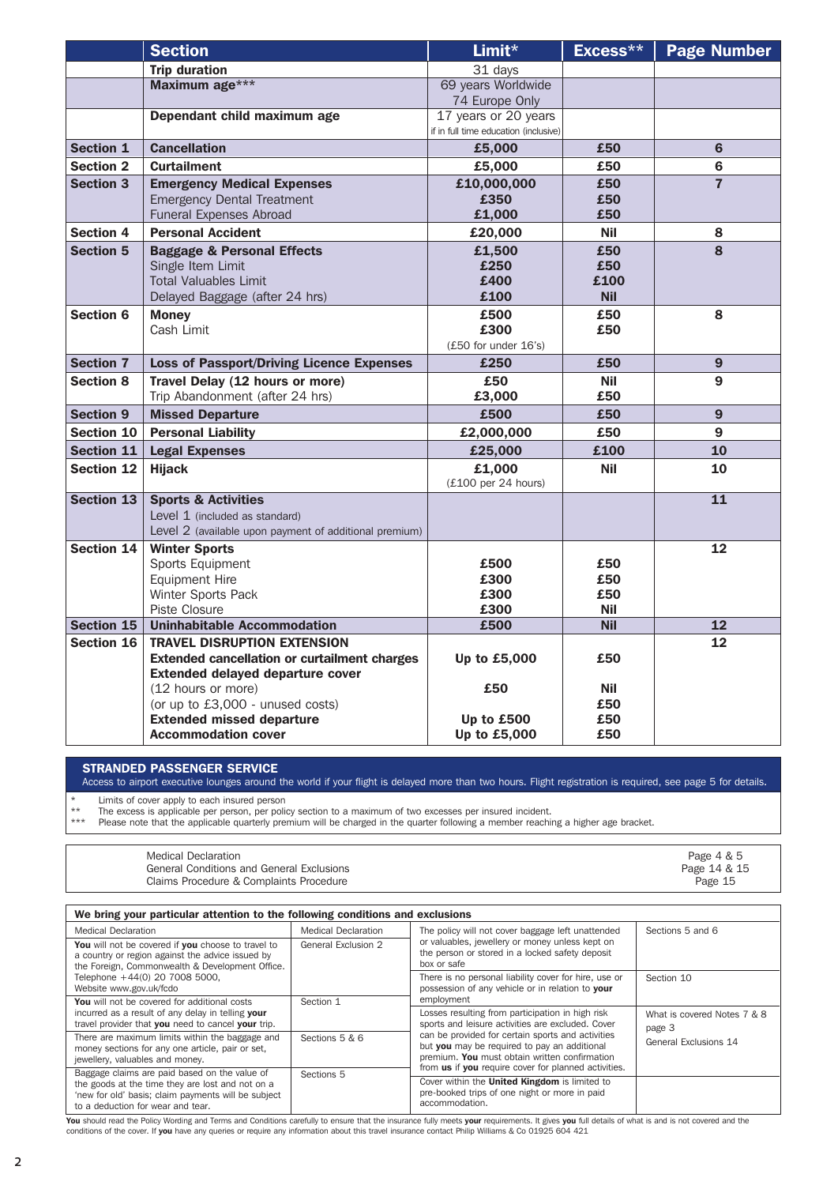| | Section | Limit* | Excess** | Page Number |
|---|---|---|---|---|
| | **Trip duration** | 31 days | | |
| | **Maximum age***** | 69 years Worldwide<br>74 Europe Only | | |
| | **Dependant child maximum age** | 17 years or 20 years<br>if in full time education (inclusive) | | |
| **Section 1** | **Cancellation** | **£5,000** | **£50** | **6** |
| **Section 2** | **Curtailment** | **£5,000** | **£50** | **6** |
| **Section 3** | **Emergency Medical Expenses**<br>Emergency Dental Treatment<br>Funeral Expenses Abroad | **£10,000,000**<br>**£350**<br>**£1,000** | **£50**<br>**£50**<br>**£50** | **7** |
| **Section 4** | **Personal Accident** | **£20,000** | **Nil** | **8** |
| **Section 5** | **Baggage & Personal Effects**<br>Single Item Limit<br>Total Valuables Limit<br>Delayed Baggage (after 24 hrs) | **£1,500**<br>**£250**<br>**£400**<br>**£100** | **£50**<br>**£50**<br>**£100**<br>**Nil** | **8** |
| **Section 6** | **Money**<br>Cash Limit | **£500**<br>**£300**<br>(£50 for under 16's) | **£50**<br>**£50** | **8** |
| **Section 7** | **Loss of Passport/Driving Licence Expenses** | **£250** | **£50** | **9** |
| **Section 8** | **Travel Delay (12 hours or more)**<br>Trip Abandonment (after 24 hrs) | **£50**<br>**£3,000** | **Nil**<br>**£50** | **9** |
| **Section 9** | **Missed Departure** | **£500** | **£50** | **9** |
| **Section 10** | **Personal Liability** | **£2,000,000** | **£50** | **9** |
| **Section 11** | **Legal Expenses** | **£25,000** | **£100** | **10** |
| **Section 12** | **Hijack** | **£1,000**<br>(£100 per 24 hours) | **Nil** | **10** |
| **Section 13** | **Sports & Activities**<br>Level 1 (included as standard)<br>Level 2 (available upon payment of additional premium) | | | **11** |
| **Section 14** | **Winter Sports**<br>Sports Equipment<br>Equipment Hire<br>Winter Sports Pack<br>Piste Closure | <br>**£500**<br>**£300**<br>**£300**<br>**£300** | <br>**£50**<br>**£50**<br>**£50**<br>**Nil** | **12** |
| **Section 15** | **Uninhabitable Accommodation** | **£500** | **Nil** | **12** |
| **Section 16** | **TRAVEL DISRUPTION EXTENSION**<br>**Extended cancellation or curtailment charges**<br>**Extended delayed departure cover**<br>(12 hours or more)<br>(or up to £3,000 - unused costs)<br>**Extended missed departure**<br>**Accommodation cover** | <br>**Up to £5,000**<br><br>**£50**<br><br>**Up to £500**<br>**Up to £5,000** | <br>**£50**<br><br>**Nil**<br>**£50**<br>**£50**<br>**£50** | **12** |

**STRANDED PASSENGER SERVICE**
Access to airport executive lounges around the world if your flight is delayed more than two hours. Flight registration is required, see page 5 for details.

\* Limits of cover apply to each insured person
\** The excess is applicable per person, per policy section to a maximum of two excesses per insured incident.
\*** Please note that the applicable quarterly premium will be charged in the quarter following a member reaching a higher age bracket.

| | |
|---|---|
| Medical Declaration | Page 4 & 5 |
| General Conditions and General Exclusions | Page 14 & 15 |
| Claims Procedure & Complaints Procedure | Page 15 |

**We bring your particular attention to the following conditions and exclusions**

| | | | |
|---|---|---|---|
| Medical Declaration | Medical Declaration | The policy will not cover baggage left unattended or valuables, jewellery or money unless kept on the person or stored in a locked safety deposit box or safe | Sections 5 and 6 |
| **You** will not be covered if **you** choose to travel to a country or region against the advice issued by the Foreign, Commonwealth & Development Office. Telephone +44(0) 20 7008 5000, Website www.gov.uk/fcdo | General Exclusion 2 | There is no personal liability cover for hire, use or possession of any vehicle or in relation to **your** employment | Section 10 |
| **You** will not be covered for additional costs incurred as a result of any delay in telling **your** travel provider that **you** need to cancel **your** trip. | Section 1 | Losses resulting from participation in high risk sports and leisure activities are excluded. Cover can be provided for certain sports and activities but **you** may be required to pay an additional premium. **You** must obtain written confirmation from **us** if **you** require cover for planned activities. | What is covered Notes 7 & 8 page 3<br>General Exclusions 14 |
| There are maximum limits within the baggage and money sections for any one article, pair or set, jewellery, valuables and money. | Sections 5 & 6 | | |
| Baggage claims are paid based on the value of the goods at the time they are lost and not on a 'new for old' basis; claim payments will be subject to a deduction for wear and tear. | Sections 5 | Cover within the **United Kingdom** is limited to pre-booked trips of one night or more in paid accommodation. | |

**You** should read the Policy Wording and Terms and Conditions carefully to ensure that the insurance fully meets **your** requirements. It gives **you** full details of what is and is not covered and the conditions of the cover. If **you** have any queries or require any information about this travel insurance contact Philip Williams & Co 01925 604 421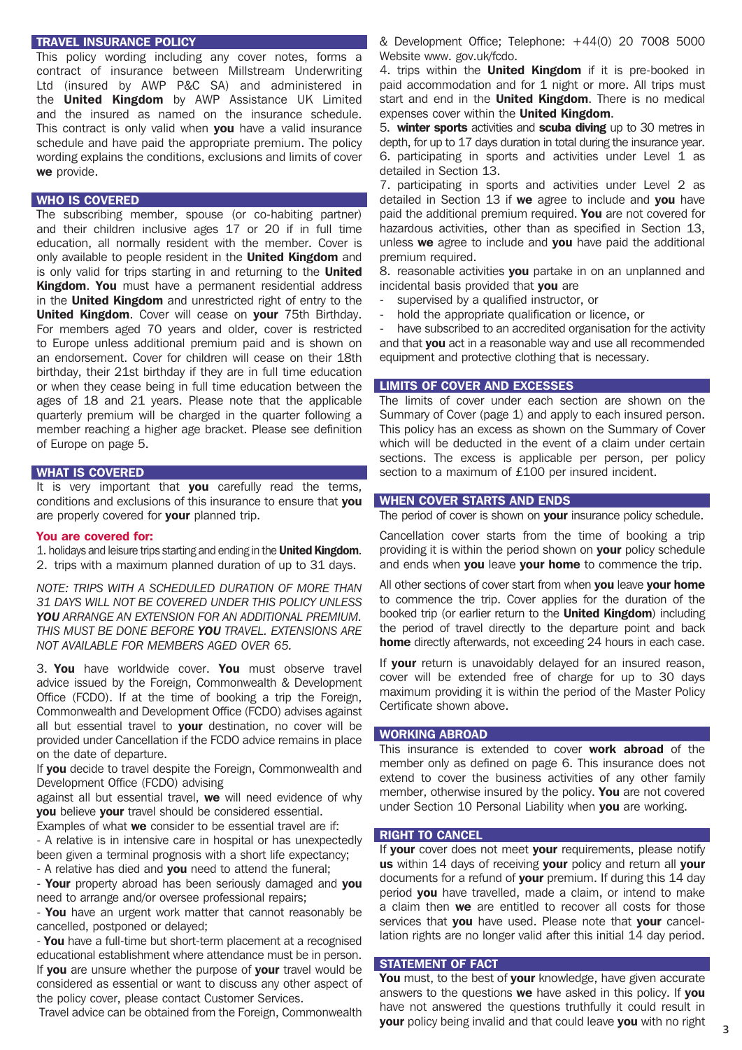## TRAVEL INSURANCE POLICY

This policy wording including any cover notes, forms a contract of insurance between Millstream Underwriting Ltd (insured by AWP P&C SA) and administered in the **United Kingdom** by AWP Assistance UK Limited and the insured as named on the insurance schedule. This contract is only valid when **you** have a valid insurance schedule and have paid the appropriate premium. The policy wording explains the conditions, exclusions and limits of cover **we** provide.

## WHO IS COVERED

The subscribing member, spouse (or co-habiting partner) and their children inclusive ages 17 or 20 if in full time education, all normally resident with the member. Cover is only available to people resident in the **United Kingdom** and is only valid for trips starting in and returning to the **United Kingdom**. **You** must have a permanent residential address in the **United Kingdom** and unrestricted right of entry to the **United Kingdom**. Cover will cease on **your** 75th Birthday. For members aged 70 years and older, cover is restricted to Europe unless additional premium paid and is shown on an endorsement. Cover for children will cease on their 18th birthday, their 21st birthday if they are in full time education or when they cease being in full time education between the ages of 18 and 21 years. Please note that the applicable quarterly premium will be charged in the quarter following a member reaching a higher age bracket. Please see definition of Europe on page 5.

## WHAT IS COVERED

It is very important that **you** carefully read the terms, conditions and exclusions of this insurance to ensure that **you** are properly covered for **your** planned trip.

**You are covered for:**

1. holidays and leisure trips starting and ending in the **United Kingdom**.
2. trips with a maximum planned duration of up to 31 days.

*NOTE: TRIPS WITH A SCHEDULED DURATION OF MORE THAN 31 DAYS WILL NOT BE COVERED UNDER THIS POLICY UNLESS **YOU** ARRANGE AN EXTENSION FOR AN ADDITIONAL PREMIUM. THIS MUST BE DONE BEFORE **YOU** TRAVEL. EXTENSIONS ARE NOT AVAILABLE FOR MEMBERS AGED OVER 65.*

3. **You** have worldwide cover. **You** must observe travel advice issued by the Foreign, Commonwealth & Development Office (FCDO). If at the time of booking a trip the Foreign, Commonwealth and Development Office (FCDO) advises against all but essential travel to **your** destination, no cover will be provided under Cancellation if the FCDO advice remains in place on the date of departure.

If **you** decide to travel despite the Foreign, Commonwealth and Development Office (FCDO) advising against all but essential travel, **we** will need evidence of why **you** believe **your** travel should be considered essential.

Examples of what **we** consider to be essential travel are if:

- A relative is in intensive care in hospital or has unexpectedly been given a terminal prognosis with a short life expectancy;
- A relative has died and **you** need to attend the funeral;
- **Your** property abroad has been seriously damaged and **you** need to arrange and/or oversee professional repairs;
- **You** have an urgent work matter that cannot reasonably be cancelled, postponed or delayed;
- **You** have a full-time but short-term placement at a recognised educational establishment where attendance must be in person.

If **you** are unsure whether the purpose of **your** travel would be considered as essential or want to discuss any other aspect of the policy cover, please contact Customer Services.

Travel advice can be obtained from the Foreign, Commonwealth & Development Office; Telephone: +44(0) 20 7008 5000 Website www. gov.uk/fcdo.

4. trips within the **United Kingdom** if it is pre-booked in paid accommodation and for 1 night or more. All trips must start and end in the **United Kingdom**. There is no medical expenses cover within the **United Kingdom**.
5. **winter sports** activities and **scuba diving** up to 30 metres in depth, for up to 17 days duration in total during the insurance year.
6. participating in sports and activities under Level 1 as detailed in Section 13.
7. participating in sports and activities under Level 2 as detailed in Section 13 if **we** agree to include and **you** have paid the additional premium required. **You** are not covered for hazardous activities, other than as specified in Section 13, unless **we** agree to include and **you** have paid the additional premium required.
8. reasonable activities **you** partake in on an unplanned and incidental basis provided that **you** are
   - supervised by a qualified instructor, or
   - hold the appropriate qualification or licence, or
   - have subscribed to an accredited organisation for the activity

   and that **you** act in a reasonable way and use all recommended equipment and protective clothing that is necessary.

## LIMITS OF COVER AND EXCESSES

The limits of cover under each section are shown on the Summary of Cover (page 1) and apply to each insured person. This policy has an excess as shown on the Summary of Cover which will be deducted in the event of a claim under certain sections. The excess is applicable per person, per policy section to a maximum of £100 per insured incident.

## WHEN COVER STARTS AND ENDS

The period of cover is shown on **your** insurance policy schedule.

Cancellation cover starts from the time of booking a trip providing it is within the period shown on **your** policy schedule and ends when **you** leave **your home** to commence the trip.

All other sections of cover start from when **you** leave **your home** to commence the trip. Cover applies for the duration of the booked trip (or earlier return to the **United Kingdom**) including the period of travel directly to the departure point and back **home** directly afterwards, not exceeding 24 hours in each case.

If **your** return is unavoidably delayed for an insured reason, cover will be extended free of charge for up to 30 days maximum providing it is within the period of the Master Policy Certificate shown above.

## WORKING ABROAD

This insurance is extended to cover **work abroad** of the member only as defined on page 6. This insurance does not extend to cover the business activities of any other family member, otherwise insured by the policy. **You** are not covered under Section 10 Personal Liability when **you** are working.

## RIGHT TO CANCEL

If **your** cover does not meet **your** requirements, please notify **us** within 14 days of receiving **your** policy and return all **your** documents for a refund of **your** premium. If during this 14 day period **you** have travelled, made a claim, or intend to make a claim then **we** are entitled to recover all costs for those services that **you** have used. Please note that **your** cancellation rights are no longer valid after this initial 14 day period.

## STATEMENT OF FACT

**You** must, to the best of **your** knowledge, have given accurate answers to the questions **we** have asked in this policy. If **you** have not answered the questions truthfully it could result in **your** policy being invalid and that could leave **you** with no right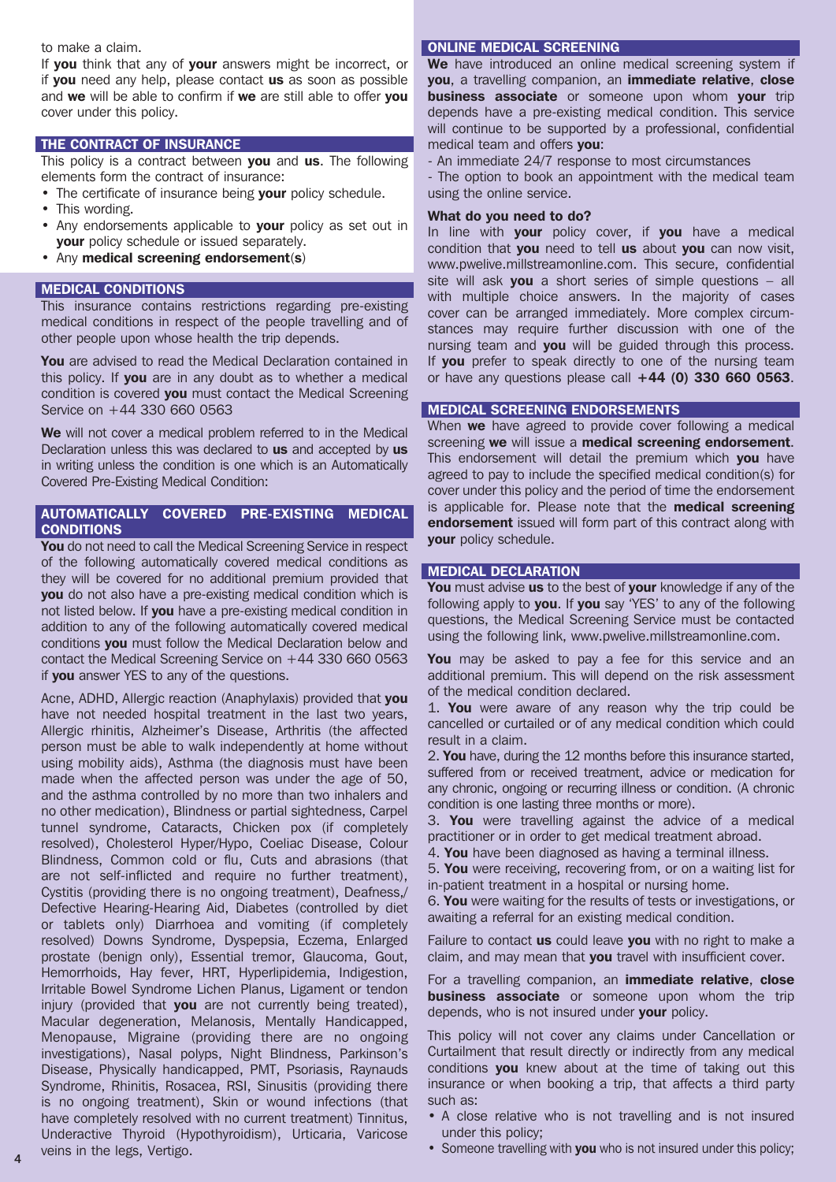to make a claim.

If **you** think that any of **your** answers might be incorrect, or if **you** need any help, please contact **us** as soon as possible and **we** will be able to confirm if **we** are still able to offer **you** cover under this policy.

## THE CONTRACT OF INSURANCE

This policy is a contract between **you** and **us**. The following elements form the contract of insurance:

- The certificate of insurance being **your** policy schedule.
- This wording.
- Any endorsements applicable to **your** policy as set out in **your** policy schedule or issued separately.
- Any **medical screening endorsement**(**s**)

## MEDICAL CONDITIONS

This insurance contains restrictions regarding pre-existing medical conditions in respect of the people travelling and of other people upon whose health the trip depends.

**You** are advised to read the Medical Declaration contained in this policy. If **you** are in any doubt as to whether a medical condition is covered **you** must contact the Medical Screening Service on +44 330 660 0563

**We** will not cover a medical problem referred to in the Medical Declaration unless this was declared to **us** and accepted by **us** in writing unless the condition is one which is an Automatically Covered Pre-Existing Medical Condition:

## AUTOMATICALLY COVERED PRE-EXISTING MEDICAL CONDITIONS

**You** do not need to call the Medical Screening Service in respect of the following automatically covered medical conditions as they will be covered for no additional premium provided that **you** do not also have a pre-existing medical condition which is not listed below. If **you** have a pre-existing medical condition in addition to any of the following automatically covered medical conditions **you** must follow the Medical Declaration below and contact the Medical Screening Service on +44 330 660 0563 if **you** answer YES to any of the questions.

Acne, ADHD, Allergic reaction (Anaphylaxis) provided that **you** have not needed hospital treatment in the last two years, Allergic rhinitis, Alzheimer's Disease, Arthritis (the affected person must be able to walk independently at home without using mobility aids), Asthma (the diagnosis must have been made when the affected person was under the age of 50, and the asthma controlled by no more than two inhalers and no other medication), Blindness or partial sightedness, Carpel tunnel syndrome, Cataracts, Chicken pox (if completely resolved), Cholesterol Hyper/Hypo, Coeliac Disease, Colour Blindness, Common cold or flu, Cuts and abrasions (that are not self-inflicted and require no further treatment), Cystitis (providing there is no ongoing treatment), Deafness,/ Defective Hearing-Hearing Aid, Diabetes (controlled by diet or tablets only) Diarrhoea and vomiting (if completely resolved) Downs Syndrome, Dyspepsia, Eczema, Enlarged prostate (benign only), Essential tremor, Glaucoma, Gout, Hemorrhoids, Hay fever, HRT, Hyperlipidemia, Indigestion, Irritable Bowel Syndrome Lichen Planus, Ligament or tendon injury (provided that **you** are not currently being treated), Macular degeneration, Melanosis, Mentally Handicapped, Menopause, Migraine (providing there are no ongoing investigations), Nasal polyps, Night Blindness, Parkinson's Disease, Physically handicapped, PMT, Psoriasis, Raynauds Syndrome, Rhinitis, Rosacea, RSI, Sinusitis (providing there is no ongoing treatment), Skin or wound infections (that have completely resolved with no current treatment) Tinnitus, Underactive Thyroid (Hypothyroidism), Urticaria, Varicose veins in the legs, Vertigo.

## ONLINE MEDICAL SCREENING

**We** have introduced an online medical screening system if **you**, a travelling companion, an **immediate relative**, **close business associate** or someone upon whom **your** trip depends have a pre-existing medical condition. This service will continue to be supported by a professional, confidential medical team and offers **you**:

- An immediate 24/7 response to most circumstances
- The option to book an appointment with the medical team using the online service.

### What do you need to do?

In line with **your** policy cover, if **you** have a medical condition that **you** need to tell **us** about **you** can now visit, www.pwelive.millstreamonline.com. This secure, confidential site will ask **you** a short series of simple questions – all with multiple choice answers. In the majority of cases cover can be arranged immediately. More complex circumstances may require further discussion with one of the nursing team and **you** will be guided through this process. If **you** prefer to speak directly to one of the nursing team or have any questions please call **+44 (0) 330 660 0563**.

## MEDICAL SCREENING ENDORSEMENTS

When **we** have agreed to provide cover following a medical screening **we** will issue a **medical screening endorsement**. This endorsement will detail the premium which **you** have agreed to pay to include the specified medical condition(s) for cover under this policy and the period of time the endorsement is applicable for. Please note that the **medical screening endorsement** issued will form part of this contract along with **your** policy schedule.

## MEDICAL DECLARATION

**You** must advise **us** to the best of **your** knowledge if any of the following apply to **you**. If **you** say 'YES' to any of the following questions, the Medical Screening Service must be contacted using the following link, www.pwelive.millstreamonline.com.

**You** may be asked to pay a fee for this service and an additional premium. This will depend on the risk assessment of the medical condition declared.

1. **You** were aware of any reason why the trip could be cancelled or curtailed or of any medical condition which could result in a claim.
2. **You** have, during the 12 months before this insurance started, suffered from or received treatment, advice or medication for any chronic, ongoing or recurring illness or condition. (A chronic condition is one lasting three months or more).
3. **You** were travelling against the advice of a medical practitioner or in order to get medical treatment abroad.
4. **You** have been diagnosed as having a terminal illness.
5. **You** were receiving, recovering from, or on a waiting list for in-patient treatment in a hospital or nursing home.
6. **You** were waiting for the results of tests or investigations, or awaiting a referral for an existing medical condition.

Failure to contact **us** could leave **you** with no right to make a claim, and may mean that **you** travel with insufficient cover.

For a travelling companion, an **immediate relative**, **close business associate** or someone upon whom the trip depends, who is not insured under **your** policy.

This policy will not cover any claims under Cancellation or Curtailment that result directly or indirectly from any medical conditions **you** knew about at the time of taking out this insurance or when booking a trip, that affects a third party such as:

- A close relative who is not travelling and is not insured under this policy;
- Someone travelling with **you** who is not insured under this policy;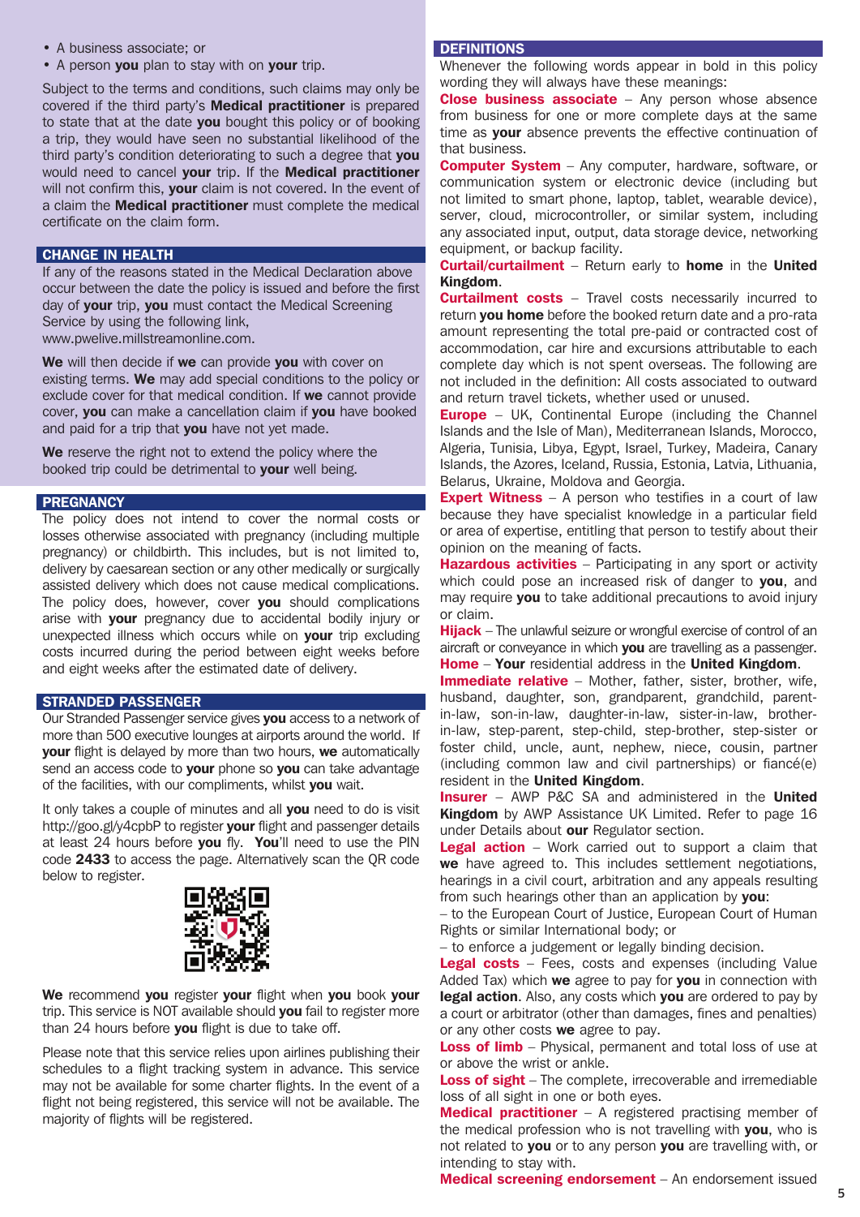- A business associate; or
- A person **you** plan to stay with on **your** trip.

Subject to the terms and conditions, such claims may only be covered if the third party's **Medical practitioner** is prepared to state that at the date **you** bought this policy or of booking a trip, they would have seen no substantial likelihood of the third party's condition deteriorating to such a degree that **you** would need to cancel **your** trip. If the **Medical practitioner** will not confirm this, **your** claim is not covered. In the event of a claim the **Medical practitioner** must complete the medical certificate on the claim form.

## CHANGE IN HEALTH

If any of the reasons stated in the Medical Declaration above occur between the date the policy is issued and before the first day of **your** trip, **you** must contact the Medical Screening Service by using the following link, www.pwelive.millstreamonline.com.

**We** will then decide if **we** can provide **you** with cover on existing terms. **We** may add special conditions to the policy or exclude cover for that medical condition. If **we** cannot provide cover, **you** can make a cancellation claim if **you** have booked and paid for a trip that **you** have not yet made.

**We** reserve the right not to extend the policy where the booked trip could be detrimental to **your** well being.

## PREGNANCY

The policy does not intend to cover the normal costs or losses otherwise associated with pregnancy (including multiple pregnancy) or childbirth. This includes, but is not limited to, delivery by caesarean section or any other medically or surgically assisted delivery which does not cause medical complications. The policy does, however, cover **you** should complications arise with **your** pregnancy due to accidental bodily injury or unexpected illness which occurs while on **your** trip excluding costs incurred during the period between eight weeks before and eight weeks after the estimated date of delivery.

## STRANDED PASSENGER

Our Stranded Passenger service gives **you** access to a network of more than 500 executive lounges at airports around the world. If **your** flight is delayed by more than two hours, **we** automatically send an access code to **your** phone so **you** can take advantage of the facilities, with our compliments, whilst **you** wait.

It only takes a couple of minutes and all **you** need to do is visit http://goo.gl/y4cpbP to register **your** flight and passenger details at least 24 hours before **you** fly. **You**'ll need to use the PIN code **2433** to access the page. Alternatively scan the QR code below to register.

**We** recommend **you** register **your** flight when **you** book **your** trip. This service is NOT available should **you** fail to register more than 24 hours before **you** flight is due to take off.

Please note that this service relies upon airlines publishing their schedules to a flight tracking system in advance. This service may not be available for some charter flights. In the event of a flight not being registered, this service will not be available. The majority of flights will be registered.

## DEFINITIONS

Whenever the following words appear in bold in this policy wording they will always have these meanings:

**Close business associate** – Any person whose absence from business for one or more complete days at the same time as **your** absence prevents the effective continuation of that business.

**Computer System** – Any computer, hardware, software, or communication system or electronic device (including but not limited to smart phone, laptop, tablet, wearable device), server, cloud, microcontroller, or similar system, including any associated input, output, data storage device, networking equipment, or backup facility.

**Curtail/curtailment** – Return early to **home** in the **United Kingdom**.

**Curtailment costs** – Travel costs necessarily incurred to return **you home** before the booked return date and a pro-rata amount representing the total pre-paid or contracted cost of accommodation, car hire and excursions attributable to each complete day which is not spent overseas. The following are not included in the definition: All costs associated to outward and return travel tickets, whether used or unused.

**Europe** – UK, Continental Europe (including the Channel Islands and the Isle of Man), Mediterranean Islands, Morocco, Algeria, Tunisia, Libya, Egypt, Israel, Turkey, Madeira, Canary Islands, the Azores, Iceland, Russia, Estonia, Latvia, Lithuania, Belarus, Ukraine, Moldova and Georgia.

**Expert Witness** – A person who testifies in a court of law because they have specialist knowledge in a particular field or area of expertise, entitling that person to testify about their opinion on the meaning of facts.

**Hazardous activities** – Participating in any sport or activity which could pose an increased risk of danger to **you**, and may require **you** to take additional precautions to avoid injury or claim.

**Hijack** – The unlawful seizure or wrongful exercise of control of an aircraft or conveyance in which **you** are travelling as a passenger.

**Home** – **Your** residential address in the **United Kingdom**.

**Immediate relative** – Mother, father, sister, brother, wife, husband, daughter, son, grandparent, grandchild, parent-in-law, son-in-law, daughter-in-law, sister-in-law, brother-in-law, step-parent, step-child, step-brother, step-sister or foster child, uncle, aunt, nephew, niece, cousin, partner (including common law and civil partnerships) or fiancé(e) resident in the **United Kingdom**.

**Insurer** – AWP P&C SA and administered in the **United Kingdom** by AWP Assistance UK Limited. Refer to page 16 under Details about **our** Regulator section.

**Legal action** – Work carried out to support a claim that **we** have agreed to. This includes settlement negotiations, hearings in a civil court, arbitration and any appeals resulting from such hearings other than an application by **you**:

– to the European Court of Justice, European Court of Human Rights or similar International body; or

– to enforce a judgement or legally binding decision.

**Legal costs** – Fees, costs and expenses (including Value Added Tax) which **we** agree to pay for **you** in connection with **legal action**. Also, any costs which **you** are ordered to pay by a court or arbitrator (other than damages, fines and penalties) or any other costs **we** agree to pay.

**Loss of limb** – Physical, permanent and total loss of use at or above the wrist or ankle.

**Loss of sight** – The complete, irrecoverable and irremediable loss of all sight in one or both eyes.

**Medical practitioner** – A registered practising member of the medical profession who is not travelling with **you**, who is not related to **you** or to any person **you** are travelling with, or intending to stay with.

**Medical screening endorsement** – An endorsement issued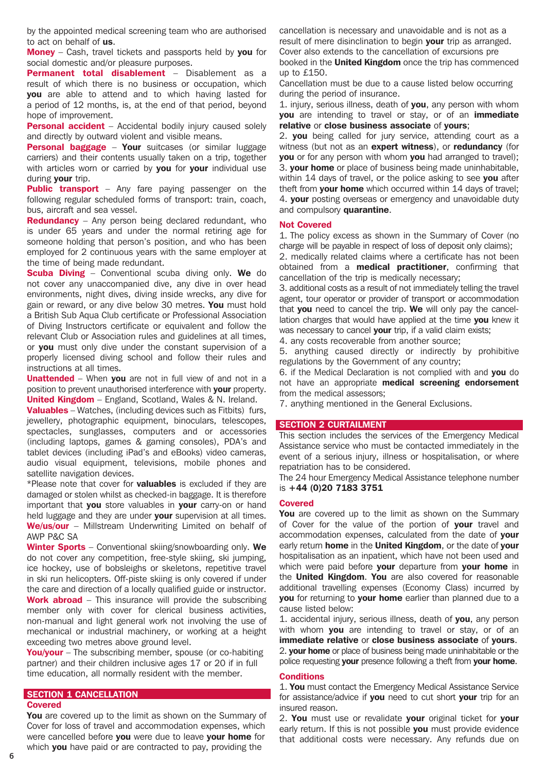by the appointed medical screening team who are authorised to act on behalf of **us**.

**Money** – Cash, travel tickets and passports held by **you** for social domestic and/or pleasure purposes.

**Permanent total disablement** – Disablement as a result of which there is no business or occupation, which **you** are able to attend and to which having lasted for a period of 12 months, is, at the end of that period, beyond hope of improvement.

**Personal accident** – Accidental bodily injury caused solely and directly by outward violent and visible means.

**Personal baggage** – **Your** suitcases (or similar luggage carriers) and their contents usually taken on a trip, together with articles worn or carried by **you** for **your** individual use during **your** trip.

**Public transport** – Any fare paying passenger on the following regular scheduled forms of transport: train, coach, bus, aircraft and sea vessel.

**Redundancy** – Any person being declared redundant, who is under 65 years and under the normal retiring age for someone holding that person's position, and who has been employed for 2 continuous years with the same employer at the time of being made redundant.

**Scuba Diving** – Conventional scuba diving only. **We** do not cover any unaccompanied dive, any dive in over head environments, night dives, diving inside wrecks, any dive for gain or reward, or any dive below 30 metres. **You** must hold a British Sub Aqua Club certificate or Professional Association of Diving Instructors certificate or equivalent and follow the relevant Club or Association rules and guidelines at all times, or **you** must only dive under the constant supervision of a properly licensed diving school and follow their rules and instructions at all times.

**Unattended** – When **you** are not in full view of and not in a position to prevent unauthorised interference with **your** property.

**United Kingdom** – England, Scotland, Wales & N. Ireland.

**Valuables** – Watches, (including devices such as Fitbits) furs, jewellery, photographic equipment, binoculars, telescopes, spectacles, sunglasses, computers and or accessories (including laptops, games & gaming consoles), PDA's and tablet devices (including iPad's and eBooks) video cameras, audio visual equipment, televisions, mobile phones and satellite navigation devices.

*Please note that cover for **valuables** is excluded if they are damaged or stolen whilst as checked-in baggage. It is therefore important that **you** store valuables in **your** carry-on or hand held luggage and they are under **your** supervision at all times.

**We/us/our** – Millstream Underwriting Limited on behalf of AWP P&C SA

**Winter Sports** – Conventional skiing/snowboarding only. **We** do not cover any competition, free-style skiing, ski jumping, ice hockey, use of bobsleighs or skeletons, repetitive travel in ski run helicopters. Off-piste skiing is only covered if under the care and direction of a locally qualified guide or instructor.

**Work abroad** – This insurance will provide the subscribing member only with cover for clerical business activities, non-manual and light general work not involving the use of mechanical or industrial machinery, or working at a height exceeding two metres above ground level.

**You/your** – The subscribing member, spouse (or co-habiting partner) and their children inclusive ages 17 or 20 if in full time education, all normally resident with the member.

## SECTION 1 CANCELLATION

### Covered

**You** are covered up to the limit as shown on the Summary of Cover for loss of travel and accommodation expenses, which were cancelled before **you** were due to leave **your home** for which **you** have paid or are contracted to pay, providing the cancellation is necessary and unavoidable and is not as a result of mere disinclination to begin **your** trip as arranged. Cover also extends to the cancellation of excursions pre booked in the **United Kingdom** once the trip has commenced up to £150.

Cancellation must be due to a cause listed below occurring during the period of insurance.

1. injury, serious illness, death of **you**, any person with whom **you** are intending to travel or stay, or of an **immediate relative** or **close business associate** of **yours**;
2. **you** being called for jury service, attending court as a witness (but not as an **expert witness**), or **redundancy** (for **you** or for any person with whom **you** had arranged to travel);
3. **your home** or place of business being made uninhabitable, within 14 days of travel, or the police asking to see **you** after theft from **your home** which occurred within 14 days of travel;
4. **your** posting overseas or emergency and unavoidable duty and compulsory **quarantine**.

### Not Covered

1. The policy excess as shown in the Summary of Cover (no charge will be payable in respect of loss of deposit only claims);
2. medically related claims where a certificate has not been obtained from a **medical practitioner**, confirming that cancellation of the trip is medically necessary;
3. additional costs as a result of not immediately telling the travel agent, tour operator or provider of transport or accommodation that **you** need to cancel the trip. **We** will only pay the cancellation charges that would have applied at the time **you** knew it was necessary to cancel **your** trip, if a valid claim exists;
4. any costs recoverable from another source;
5. anything caused directly or indirectly by prohibitive regulations by the Government of any country;
6. if the Medical Declaration is not complied with and **you** do not have an appropriate **medical screening endorsement** from the medical assessors;
7. anything mentioned in the General Exclusions.

## SECTION 2 CURTAILMENT

This section includes the services of the Emergency Medical Assistance service who must be contacted immediately in the event of a serious injury, illness or hospitalisation, or where repatriation has to be considered.

The 24 hour Emergency Medical Assistance telephone number is **+44 (0)20 7183 3751**

### Covered

**You** are covered up to the limit as shown on the Summary of Cover for the value of the portion of **your** travel and accommodation expenses, calculated from the date of **your** early return **home** in the **United Kingdom**, or the date of **your** hospitalisation as an inpatient, which have not been used and which were paid before **your** departure from **your home** in the **United Kingdom**. **You** are also covered for reasonable additional travelling expenses (Economy Class) incurred by **you** for returning to **your home** earlier than planned due to a cause listed below:

1. accidental injury, serious illness, death of **you**, any person with whom **you** are intending to travel or stay, or of an **immediate relative** or **close business associate** of **yours**.
2. **your home** or place of business being made uninhabitable or the police requesting **your** presence following a theft from **your home**.

### Conditions

1. **You** must contact the Emergency Medical Assistance Service for assistance/advice if **you** need to cut short **your** trip for an insured reason.
2. **You** must use or revalidate **your** original ticket for **your** early return. If this is not possible **you** must provide evidence that additional costs were necessary. Any refunds due on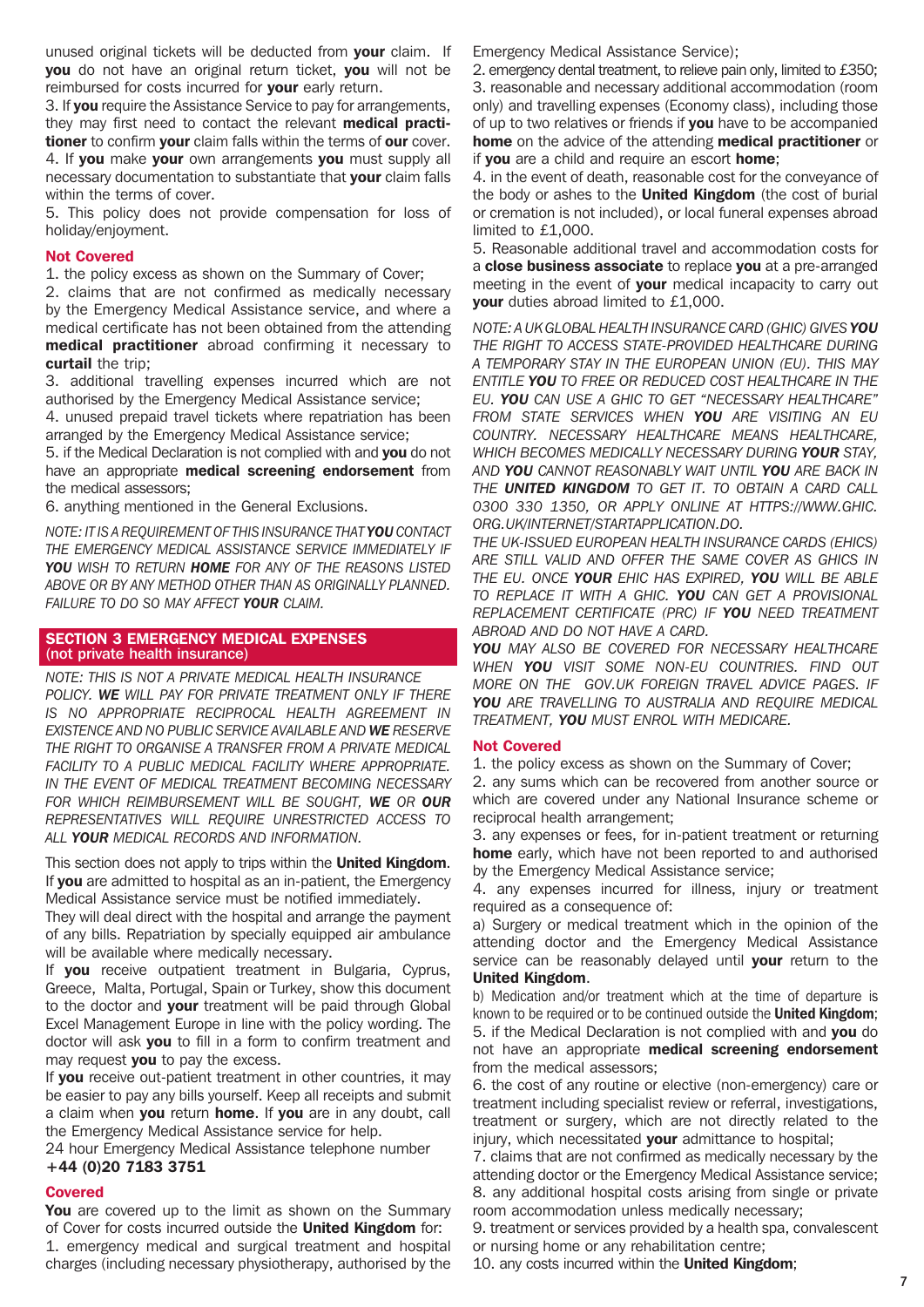unused original tickets will be deducted from **your** claim. If **you** do not have an original return ticket, **you** will not be reimbursed for costs incurred for **your** early return.

3. If **you** require the Assistance Service to pay for arrangements, they may first need to contact the relevant **medical practitioner** to confirm **your** claim falls within the terms of **our** cover.
4. If **you** make **your** own arrangements **you** must supply all necessary documentation to substantiate that **your** claim falls within the terms of cover.
5. This policy does not provide compensation for loss of holiday/enjoyment.

**Not Covered**

1. the policy excess as shown on the Summary of Cover;
2. claims that are not confirmed as medically necessary by the Emergency Medical Assistance service, and where a medical certificate has not been obtained from the attending **medical practitioner** abroad confirming it necessary to **curtail** the trip;
3. additional travelling expenses incurred which are not authorised by the Emergency Medical Assistance service;
4. unused prepaid travel tickets where repatriation has been arranged by the Emergency Medical Assistance service;
5. if the Medical Declaration is not complied with and **you** do not have an appropriate **medical screening endorsement** from the medical assessors;
6. anything mentioned in the General Exclusions.

*NOTE: IT IS A REQUIREMENT OF THIS INSURANCE THAT **YOU** CONTACT THE EMERGENCY MEDICAL ASSISTANCE SERVICE IMMEDIATELY IF **YOU** WISH TO RETURN **HOME** FOR ANY OF THE REASONS LISTED ABOVE OR BY ANY METHOD OTHER THAN AS ORIGINALLY PLANNED. FAILURE TO DO SO MAY AFFECT **YOUR** CLAIM.*

## SECTION 3 EMERGENCY MEDICAL EXPENSES (not private health insurance)

*NOTE: THIS IS NOT A PRIVATE MEDICAL HEALTH INSURANCE POLICY. **WE** WILL PAY FOR PRIVATE TREATMENT ONLY IF THERE IS NO APPROPRIATE RECIPROCAL HEALTH AGREEMENT IN EXISTENCE AND NO PUBLIC SERVICE AVAILABLE AND **WE** RESERVE THE RIGHT TO ORGANISE A TRANSFER FROM A PRIVATE MEDICAL FACILITY TO A PUBLIC MEDICAL FACILITY WHERE APPROPRIATE. IN THE EVENT OF MEDICAL TREATMENT BECOMING NECESSARY FOR WHICH REIMBURSEMENT WILL BE SOUGHT, **WE** OR **OUR** REPRESENTATIVES WILL REQUIRE UNRESTRICTED ACCESS TO ALL **YOUR** MEDICAL RECORDS AND INFORMATION.*

This section does not apply to trips within the **United Kingdom**. If **you** are admitted to hospital as an in-patient, the Emergency Medical Assistance service must be notified immediately.

They will deal direct with the hospital and arrange the payment of any bills. Repatriation by specially equipped air ambulance will be available where medically necessary.

If **you** receive outpatient treatment in Bulgaria, Cyprus, Greece, Malta, Portugal, Spain or Turkey, show this document to the doctor and **your** treatment will be paid through Global Excel Management Europe in line with the policy wording. The doctor will ask **you** to fill in a form to confirm treatment and may request **you** to pay the excess.

If **you** receive out-patient treatment in other countries, it may be easier to pay any bills yourself. Keep all receipts and submit a claim when **you** return **home**. If **you** are in any doubt, call the Emergency Medical Assistance service for help.

24 hour Emergency Medical Assistance telephone number
**+44 (0)20 7183 3751**

**Covered**

**You** are covered up to the limit as shown on the Summary of Cover for costs incurred outside the **United Kingdom** for:

1. emergency medical and surgical treatment and hospital charges (including necessary physiotherapy, authorised by the Emergency Medical Assistance Service);
2. emergency dental treatment, to relieve pain only, limited to £350;
3. reasonable and necessary additional accommodation (room only) and travelling expenses (Economy class), including those of up to two relatives or friends if **you** have to be accompanied **home** on the advice of the attending **medical practitioner** or if **you** are a child and require an escort **home**;
4. in the event of death, reasonable cost for the conveyance of the body or ashes to the **United Kingdom** (the cost of burial or cremation is not included), or local funeral expenses abroad limited to £1,000.
5. Reasonable additional travel and accommodation costs for a **close business associate** to replace **you** at a pre-arranged meeting in the event of **your** medical incapacity to carry out **your** duties abroad limited to £1,000.

*NOTE: A UK GLOBAL HEALTH INSURANCE CARD (GHIC) GIVES **YOU** THE RIGHT TO ACCESS STATE-PROVIDED HEALTHCARE DURING A TEMPORARY STAY IN THE EUROPEAN UNION (EU). THIS MAY ENTITLE **YOU** TO FREE OR REDUCED COST HEALTHCARE IN THE EU. **YOU** CAN USE A GHIC TO GET "NECESSARY HEALTHCARE" FROM STATE SERVICES WHEN **YOU** ARE VISITING AN EU COUNTRY. NECESSARY HEALTHCARE MEANS HEALTHCARE, WHICH BECOMES MEDICALLY NECESSARY DURING **YOUR** STAY, AND **YOU** CANNOT REASONABLY WAIT UNTIL **YOU** ARE BACK IN THE **UNITED KINGDOM** TO GET IT. TO OBTAIN A CARD CALL 0300 330 1350, OR APPLY ONLINE AT HTTPS://WWW.GHIC.ORG.UK/INTERNET/STARTAPPLICATION.DO.*

*THE UK-ISSUED EUROPEAN HEALTH INSURANCE CARDS (EHICS) ARE STILL VALID AND OFFER THE SAME COVER AS GHICS IN THE EU. ONCE **YOUR** EHIC HAS EXPIRED, **YOU** WILL BE ABLE TO REPLACE IT WITH A GHIC. **YOU** CAN GET A PROVISIONAL REPLACEMENT CERTIFICATE (PRC) IF **YOU** NEED TREATMENT ABROAD AND DO NOT HAVE A CARD.*

***YOU** MAY ALSO BE COVERED FOR NECESSARY HEALTHCARE WHEN **YOU** VISIT SOME NON-EU COUNTRIES. FIND OUT MORE ON THE GOV.UK FOREIGN TRAVEL ADVICE PAGES. IF **YOU** ARE TRAVELLING TO AUSTRALIA AND REQUIRE MEDICAL TREATMENT, **YOU** MUST ENROL WITH MEDICARE.*

**Not Covered**

1. the policy excess as shown on the Summary of Cover;
2. any sums which can be recovered from another source or which are covered under any National Insurance scheme or reciprocal health arrangement;
3. any expenses or fees, for in-patient treatment or returning **home** early, which have not been reported to and authorised by the Emergency Medical Assistance service;
4. any expenses incurred for illness, injury or treatment required as a consequence of:
   a) Surgery or medical treatment which in the opinion of the attending doctor and the Emergency Medical Assistance service can be reasonably delayed until **your** return to the **United Kingdom**.
   b) Medication and/or treatment which at the time of departure is known to be required or to be continued outside the **United Kingdom**;
5. if the Medical Declaration is not complied with and **you** do not have an appropriate **medical screening endorsement** from the medical assessors;
6. the cost of any routine or elective (non-emergency) care or treatment including specialist review or referral, investigations, treatment or surgery, which are not directly related to the injury, which necessitated **your** admittance to hospital;
7. claims that are not confirmed as medically necessary by the attending doctor or the Emergency Medical Assistance service;
8. any additional hospital costs arising from single or private room accommodation unless medically necessary;
9. treatment or services provided by a health spa, convalescent or nursing home or any rehabilitation centre;
10. any costs incurred within the **United Kingdom**;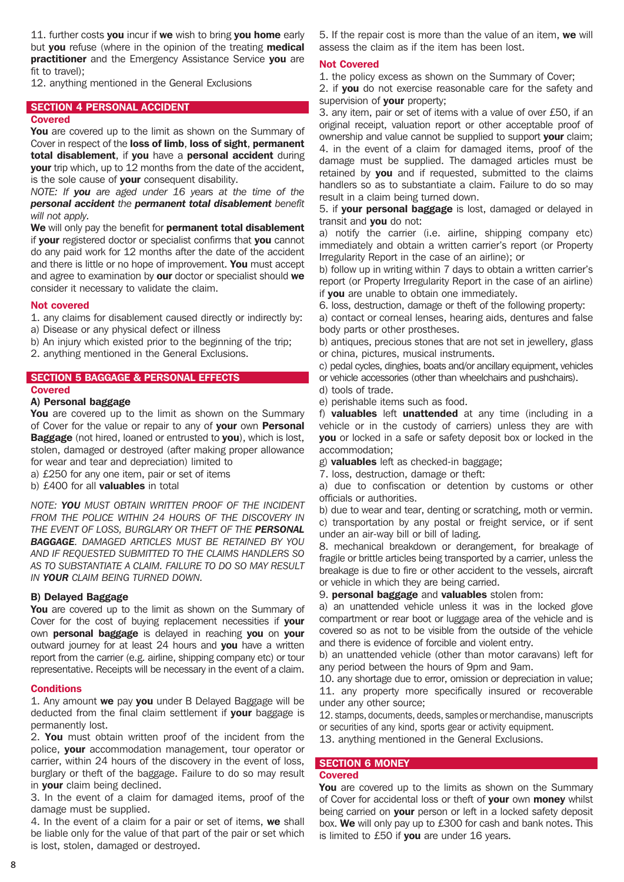11. further costs **you** incur if **we** wish to bring **you home** early but **you** refuse (where in the opinion of the treating **medical practitioner** and the Emergency Assistance Service **you** are fit to travel);

12. anything mentioned in the General Exclusions

## SECTION 4 PERSONAL ACCIDENT

### Covered

**You** are covered up to the limit as shown on the Summary of Cover in respect of the **loss of limb**, **loss of sight**, **permanent total disablement**, if **you** have a **personal accident** during **your** trip which, up to 12 months from the date of the accident, is the sole cause of **your** consequent disability.

*NOTE: If **you** are aged under 16 years at the time of the **personal accident** the **permanent total disablement** benefit will not apply.*

**We** will only pay the benefit for **permanent total disablement** if **your** registered doctor or specialist confirms that **you** cannot do any paid work for 12 months after the date of the accident and there is little or no hope of improvement. **You** must accept and agree to examination by **our** doctor or specialist should **we** consider it necessary to validate the claim.

### Not covered

1. any claims for disablement caused directly or indirectly by:
   a) Disease or any physical defect or illness
   b) An injury which existed prior to the beginning of the trip;
2. anything mentioned in the General Exclusions.

## SECTION 5 BAGGAGE & PERSONAL EFFECTS

### Covered

#### A) Personal baggage

**You** are covered up to the limit as shown on the Summary of Cover for the value or repair to any of **your** own **Personal Baggage** (not hired, loaned or entrusted to **you**), which is lost, stolen, damaged or destroyed (after making proper allowance for wear and tear and depreciation) limited to

a) £250 for any one item, pair or set of items

b) £400 for all **valuables** in total

*NOTE: **YOU** MUST OBTAIN WRITTEN PROOF OF THE INCIDENT FROM THE POLICE WITHIN 24 HOURS OF THE DISCOVERY IN THE EVENT OF LOSS, BURGLARY OR THEFT OF THE **PERSONAL BAGGAGE**. DAMAGED ARTICLES MUST BE RETAINED BY YOU AND IF REQUESTED SUBMITTED TO THE CLAIMS HANDLERS SO AS TO SUBSTANTIATE A CLAIM. FAILURE TO DO SO MAY RESULT IN **YOUR** CLAIM BEING TURNED DOWN.*

#### B) Delayed Baggage

**You** are covered up to the limit as shown on the Summary of Cover for the cost of buying replacement necessities if **your** own **personal baggage** is delayed in reaching **you** on **your** outward journey for at least 24 hours and **you** have a written report from the carrier (e.g. airline, shipping company etc) or tour representative. Receipts will be necessary in the event of a claim.

### Conditions

1. Any amount **we** pay **you** under B Delayed Baggage will be deducted from the final claim settlement if **your** baggage is permanently lost.
2. **You** must obtain written proof of the incident from the police, **your** accommodation management, tour operator or carrier, within 24 hours of the discovery in the event of loss, burglary or theft of the baggage. Failure to do so may result in **your** claim being declined.
3. In the event of a claim for damaged items, proof of the damage must be supplied.
4. In the event of a claim for a pair or set of items, **we** shall be liable only for the value of that part of the pair or set which is lost, stolen, damaged or destroyed.
5. If the repair cost is more than the value of an item, **we** will assess the claim as if the item has been lost.

### Not Covered

1. the policy excess as shown on the Summary of Cover;
2. if **you** do not exercise reasonable care for the safety and supervision of **your** property;
3. any item, pair or set of items with a value of over £50, if an original receipt, valuation report or other acceptable proof of ownership and value cannot be supplied to support **your** claim;
4. in the event of a claim for damaged items, proof of the damage must be supplied. The damaged articles must be retained by **you** and if requested, submitted to the claims handlers so as to substantiate a claim. Failure to do so may result in a claim being turned down.
5. if **your personal baggage** is lost, damaged or delayed in transit and **you** do not:
   a) notify the carrier (i.e. airline, shipping company etc) immediately and obtain a written carrier's report (or Property Irregularity Report in the case of an airline); or
   b) follow up in writing within 7 days to obtain a written carrier's report (or Property Irregularity Report in the case of an airline) if **you** are unable to obtain one immediately.
6. loss, destruction, damage or theft of the following property:
   a) contact or corneal lenses, hearing aids, dentures and false body parts or other prostheses.
   b) antiques, precious stones that are not set in jewellery, glass or china, pictures, musical instruments.
   c) pedal cycles, dinghies, boats and/or ancillary equipment, vehicles or vehicle accessories (other than wheelchairs and pushchairs).
   d) tools of trade.
   e) perishable items such as food.
   f) **valuables** left **unattended** at any time (including in a vehicle or in the custody of carriers) unless they are with **you** or locked in a safe or safety deposit box or locked in the accommodation;
   g) **valuables** left as checked-in baggage;
7. loss, destruction, damage or theft:
   a) due to confiscation or detention by customs or other officials or authorities.
   b) due to wear and tear, denting or scratching, moth or vermin.
   c) transportation by any postal or freight service, or if sent under an air-way bill or bill of lading.
8. mechanical breakdown or derangement, for breakage of fragile or brittle articles being transported by a carrier, unless the breakage is due to fire or other accident to the vessels, aircraft or vehicle in which they are being carried.
9. **personal baggage** and **valuables** stolen from:
   a) an unattended vehicle unless it was in the locked glove compartment or rear boot or luggage area of the vehicle and is covered so as not to be visible from the outside of the vehicle and there is evidence of forcible and violent entry.
   b) an unattended vehicle (other than motor caravans) left for any period between the hours of 9pm and 9am.
10. any shortage due to error, omission or depreciation in value;
11. any property more specifically insured or recoverable under any other source;
12. stamps, documents, deeds, samples or merchandise, manuscripts or securities of any kind, sports gear or activity equipment.
13. anything mentioned in the General Exclusions.

## SECTION 6 MONEY

### Covered

**You** are covered up to the limits as shown on the Summary of Cover for accidental loss or theft of **your** own **money** whilst being carried on **your** person or left in a locked safety deposit box. **We** will only pay up to £300 for cash and bank notes. This is limited to £50 if **you** are under 16 years.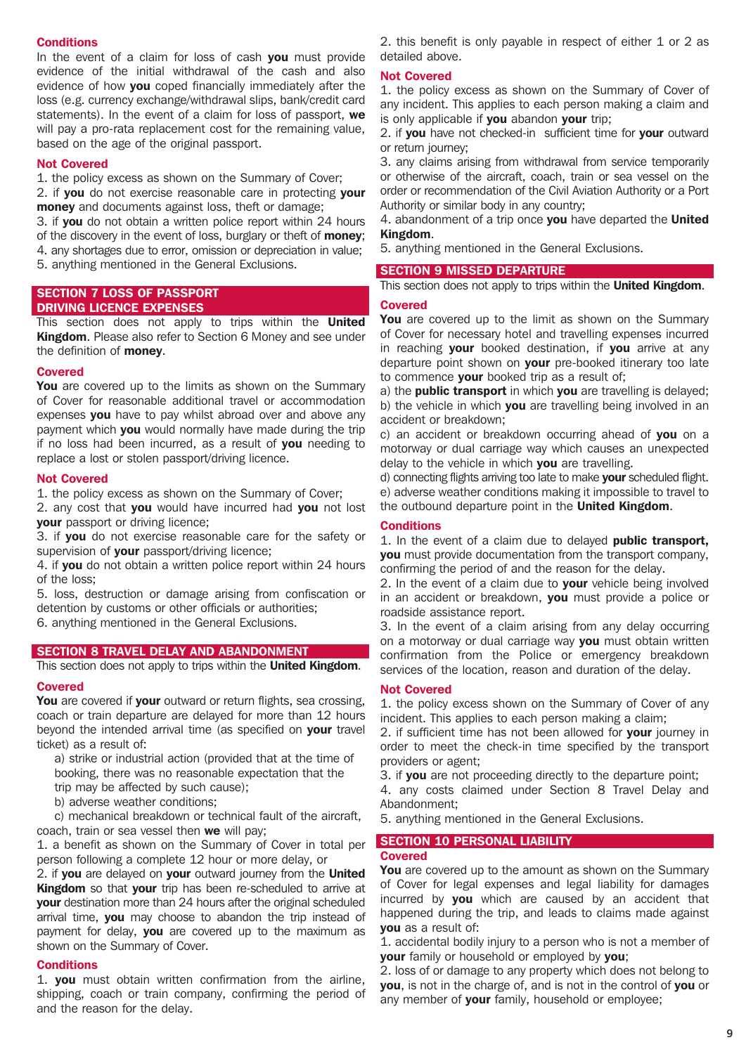### Conditions

In the event of a claim for loss of cash **you** must provide evidence of the initial withdrawal of the cash and also evidence of how **you** coped financially immediately after the loss (e.g. currency exchange/withdrawal slips, bank/credit card statements). In the event of a claim for loss of passport, **we** will pay a pro-rata replacement cost for the remaining value, based on the age of the original passport.

### Not Covered

1. the policy excess as shown on the Summary of Cover;
2. if **you** do not exercise reasonable care in protecting **your money** and documents against loss, theft or damage;
3. if **you** do not obtain a written police report within 24 hours of the discovery in the event of loss, burglary or theft of **money**;
4. any shortages due to error, omission or depreciation in value;
5. anything mentioned in the General Exclusions.

## SECTION 7 LOSS OF PASSPORT DRIVING LICENCE EXPENSES

This section does not apply to trips within the **United Kingdom**. Please also refer to Section 6 Money and see under the definition of **money**.

### Covered

**You** are covered up to the limits as shown on the Summary of Cover for reasonable additional travel or accommodation expenses **you** have to pay whilst abroad over and above any payment which **you** would normally have made during the trip if no loss had been incurred, as a result of **you** needing to replace a lost or stolen passport/driving licence.

### Not Covered

1. the policy excess as shown on the Summary of Cover;
2. any cost that **you** would have incurred had **you** not lost **your** passport or driving licence;
3. if **you** do not exercise reasonable care for the safety or supervision of **your** passport/driving licence;
4. if **you** do not obtain a written police report within 24 hours of the loss;
5. loss, destruction or damage arising from confiscation or detention by customs or other officials or authorities;
6. anything mentioned in the General Exclusions.

## SECTION 8 TRAVEL DELAY AND ABANDONMENT

This section does not apply to trips within the **United Kingdom**.

### Covered

**You** are covered if **your** outward or return flights, sea crossing, coach or train departure are delayed for more than 12 hours beyond the intended arrival time (as specified on **your** travel ticket) as a result of:

a) strike or industrial action (provided that at the time of booking, there was no reasonable expectation that the trip may be affected by such cause);
b) adverse weather conditions;
c) mechanical breakdown or technical fault of the aircraft, coach, train or sea vessel then **we** will pay;

1. a benefit as shown on the Summary of Cover in total per person following a complete 12 hour or more delay, or
2. if **you** are delayed on **your** outward journey from the **United Kingdom** so that **your** trip has been re-scheduled to arrive at **your** destination more than 24 hours after the original scheduled arrival time, **you** may choose to abandon the trip instead of payment for delay, **you** are covered up to the maximum as shown on the Summary of Cover.

### Conditions

1. **you** must obtain written confirmation from the airline, shipping, coach or train company, confirming the period of and the reason for the delay.
2. this benefit is only payable in respect of either 1 or 2 as detailed above.

### Not Covered

1. the policy excess as shown on the Summary of Cover of any incident. This applies to each person making a claim and is only applicable if **you** abandon **your** trip;
2. if **you** have not checked-in sufficient time for **your** outward or return journey;
3. any claims arising from withdrawal from service temporarily or otherwise of the aircraft, coach, train or sea vessel on the order or recommendation of the Civil Aviation Authority or a Port Authority or similar body in any country;
4. abandonment of a trip once **you** have departed the **United Kingdom**.
5. anything mentioned in the General Exclusions.

## SECTION 9 MISSED DEPARTURE

This section does not apply to trips within the **United Kingdom**.

### Covered

**You** are covered up to the limit as shown on the Summary of Cover for necessary hotel and travelling expenses incurred in reaching **your** booked destination, if **you** arrive at any departure point shown on **your** pre-booked itinerary too late to commence **your** booked trip as a result of;

a) the **public transport** in which **you** are travelling is delayed;
b) the vehicle in which **you** are travelling being involved in an accident or breakdown;
c) an accident or breakdown occurring ahead of **you** on a motorway or dual carriage way which causes an unexpected delay to the vehicle in which **you** are travelling.
d) connecting flights arriving too late to make **your** scheduled flight.
e) adverse weather conditions making it impossible to travel to the outbound departure point in the **United Kingdom**.

### Conditions

1. In the event of a claim due to delayed **public transport, you** must provide documentation from the transport company, confirming the period of and the reason for the delay.
2. In the event of a claim due to **your** vehicle being involved in an accident or breakdown, **you** must provide a police or roadside assistance report.
3. In the event of a claim arising from any delay occurring on a motorway or dual carriage way **you** must obtain written confirmation from the Police or emergency breakdown services of the location, reason and duration of the delay.

### Not Covered

1. the policy excess shown on the Summary of Cover of any incident. This applies to each person making a claim;
2. if sufficient time has not been allowed for **your** journey in order to meet the check-in time specified by the transport providers or agent;
3. if **you** are not proceeding directly to the departure point;
4. any costs claimed under Section 8 Travel Delay and Abandonment;
5. anything mentioned in the General Exclusions.

## SECTION 10 PERSONAL LIABILITY

### Covered

**You** are covered up to the amount as shown on the Summary of Cover for legal expenses and legal liability for damages incurred by **you** which are caused by an accident that happened during the trip, and leads to claims made against **you** as a result of:

1. accidental bodily injury to a person who is not a member of **your** family or household or employed by **you**;
2. loss of or damage to any property which does not belong to **you**, is not in the charge of, and is not in the control of **you** or any member of **your** family, household or employee;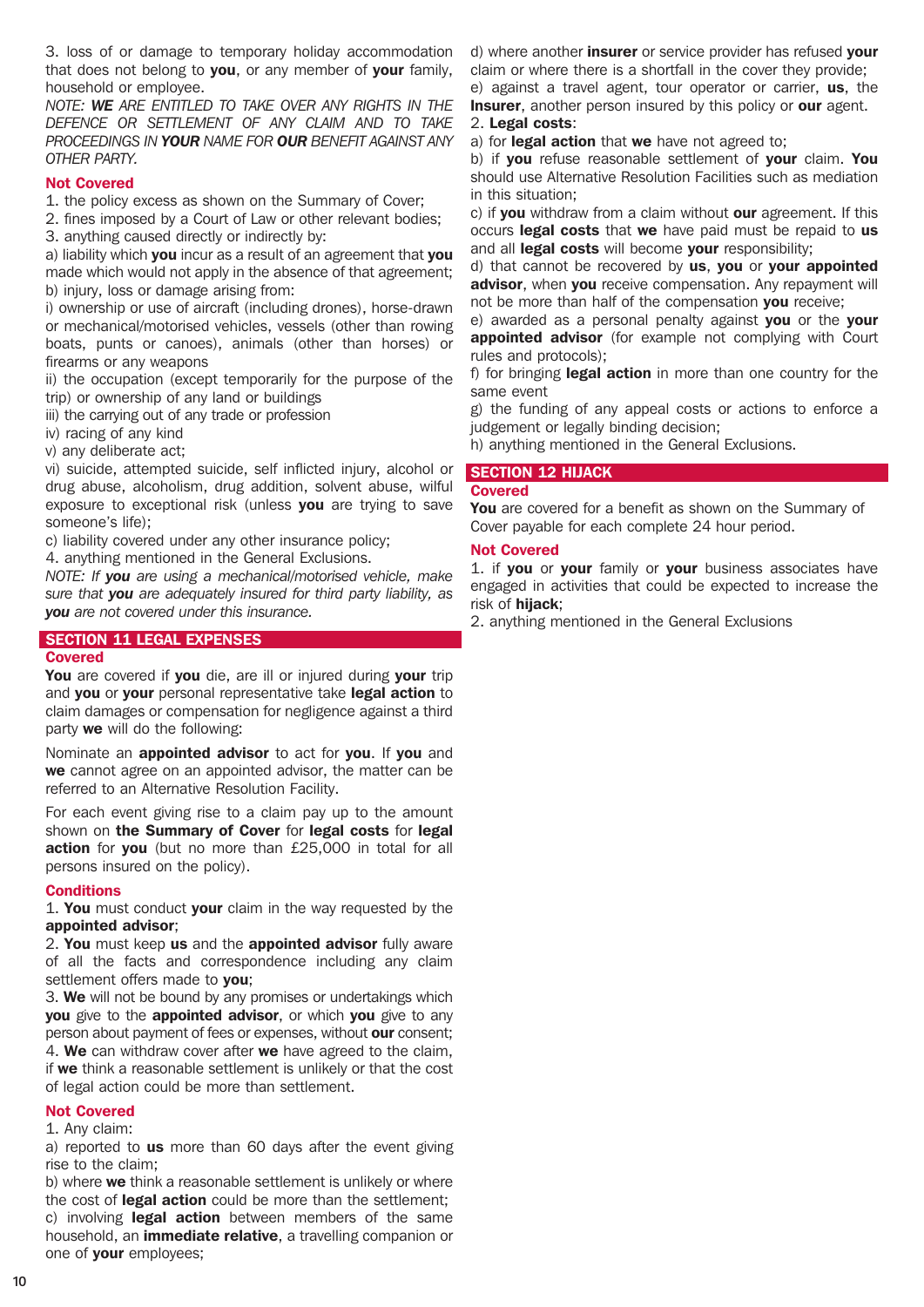3. loss of or damage to temporary holiday accommodation that does not belong to **you**, or any member of **your** family, household or employee.

*NOTE: **WE** ARE ENTITLED TO TAKE OVER ANY RIGHTS IN THE DEFENCE OR SETTLEMENT OF ANY CLAIM AND TO TAKE PROCEEDINGS IN **YOUR** NAME FOR **OUR** BENEFIT AGAINST ANY OTHER PARTY.*

**Not Covered**

1. the policy excess as shown on the Summary of Cover;
2. fines imposed by a Court of Law or other relevant bodies;
3. anything caused directly or indirectly by:

a) liability which **you** incur as a result of an agreement that **you** made which would not apply in the absence of that agreement;

b) injury, loss or damage arising from:

i) ownership or use of aircraft (including drones), horse-drawn or mechanical/motorised vehicles, vessels (other than rowing boats, punts or canoes), animals (other than horses) or firearms or any weapons

ii) the occupation (except temporarily for the purpose of the trip) or ownership of any land or buildings

iii) the carrying out of any trade or profession

iv) racing of any kind

v) any deliberate act;

vi) suicide, attempted suicide, self inflicted injury, alcohol or drug abuse, alcoholism, drug addition, solvent abuse, wilful exposure to exceptional risk (unless **you** are trying to save someone's life);

c) liability covered under any other insurance policy;

4. anything mentioned in the General Exclusions.

*NOTE: If **you** are using a mechanical/motorised vehicle, make sure that **you** are adequately insured for third party liability, as **you** are not covered under this insurance.*

## SECTION 11 LEGAL EXPENSES

**Covered**

**You** are covered if **you** die, are ill or injured during **your** trip and **you** or **your** personal representative take **legal action** to claim damages or compensation for negligence against a third party **we** will do the following:

Nominate an **appointed advisor** to act for **you**. If **you** and **we** cannot agree on an appointed advisor, the matter can be referred to an Alternative Resolution Facility.

For each event giving rise to a claim pay up to the amount shown on **the Summary of Cover** for **legal costs** for **legal action** for **you** (but no more than £25,000 in total for all persons insured on the policy).

**Conditions**

1. **You** must conduct **your** claim in the way requested by the **appointed advisor**;
2. **You** must keep **us** and the **appointed advisor** fully aware of all the facts and correspondence including any claim settlement offers made to **you**;
3. **We** will not be bound by any promises or undertakings which **you** give to the **appointed advisor**, or which **you** give to any person about payment of fees or expenses, without **our** consent;
4. **We** can withdraw cover after **we** have agreed to the claim, if **we** think a reasonable settlement is unlikely or that the cost of legal action could be more than settlement.

**Not Covered**

1. Any claim:

a) reported to **us** more than 60 days after the event giving rise to the claim;

b) where **we** think a reasonable settlement is unlikely or where the cost of **legal action** could be more than the settlement;

c) involving **legal action** between members of the same household, an **immediate relative**, a travelling companion or one of **your** employees;

d) where another **insurer** or service provider has refused **your** claim or where there is a shortfall in the cover they provide;

e) against a travel agent, tour operator or carrier, **us**, the **Insurer**, another person insured by this policy or **our** agent.

2. **Legal costs**:

a) for **legal action** that **we** have not agreed to;

b) if **you** refuse reasonable settlement of **your** claim. **You** should use Alternative Resolution Facilities such as mediation in this situation;

c) if **you** withdraw from a claim without **our** agreement. If this occurs **legal costs** that **we** have paid must be repaid to **us** and all **legal costs** will become **your** responsibility;

d) that cannot be recovered by **us**, **you** or **your appointed advisor**, when **you** receive compensation. Any repayment will not be more than half of the compensation **you** receive;

e) awarded as a personal penalty against **you** or the **your appointed advisor** (for example not complying with Court rules and protocols);

f) for bringing **legal action** in more than one country for the same event

g) the funding of any appeal costs or actions to enforce a judgement or legally binding decision;

h) anything mentioned in the General Exclusions.

## SECTION 12 HIJACK

**Covered**

**You** are covered for a benefit as shown on the Summary of Cover payable for each complete 24 hour period.

**Not Covered**

1. if **you** or **your** family or **your** business associates have engaged in activities that could be expected to increase the risk of **hijack**;
2. anything mentioned in the General Exclusions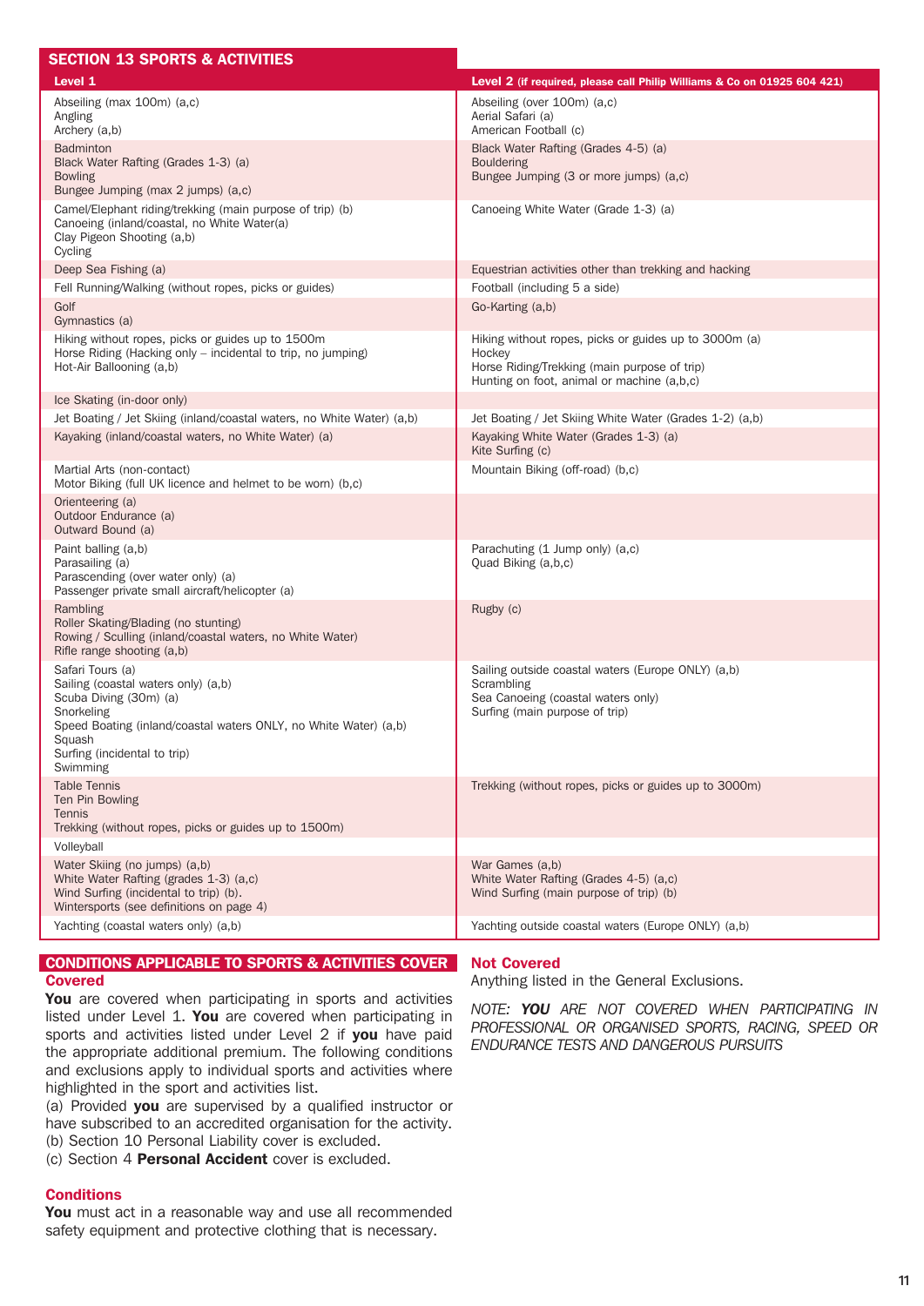## SECTION 13 SPORTS & ACTIVITIES

| Level 1 | Level 2 (if required, please call Philip Williams & Co on 01925 604 421) |
|---|---|
| Abseiling (max 100m) (a,c)<br>Angling<br>Archery (a,b) | Abseiling (over 100m) (a,c)<br>Aerial Safari (a)<br>American Football (c) |
| Badminton<br>Black Water Rafting (Grades 1-3) (a)<br>Bowling<br>Bungee Jumping (max 2 jumps) (a,c) | Black Water Rafting (Grades 4-5) (a)<br>Bouldering<br>Bungee Jumping (3 or more jumps) (a,c) |
| Camel/Elephant riding/trekking (main purpose of trip) (b)<br>Canoeing (inland/coastal, no White Water)(a)<br>Clay Pigeon Shooting (a,b)<br>Cycling | Canoeing White Water (Grade 1-3) (a) |
| Deep Sea Fishing (a) | Equestrian activities other than trekking and hacking |
| Fell Running/Walking (without ropes, picks or guides) | Football (including 5 a side) |
| Golf<br>Gymnastics (a) | Go-Karting (a,b) |
| Hiking without ropes, picks or guides up to 1500m<br>Horse Riding (Hacking only – incidental to trip, no jumping)<br>Hot-Air Ballooning (a,b) | Hiking without ropes, picks or guides up to 3000m (a)<br>Hockey<br>Horse Riding/Trekking (main purpose of trip)<br>Hunting on foot, animal or machine (a,b,c) |
| Ice Skating (in-door only) | |
| Jet Boating / Jet Skiing (inland/coastal waters, no White Water) (a,b) | Jet Boating / Jet Skiing White Water (Grades 1-2) (a,b) |
| Kayaking (inland/coastal waters, no White Water) (a) | Kayaking White Water (Grades 1-3) (a)<br>Kite Surfing (c) |
| Martial Arts (non-contact)<br>Motor Biking (full UK licence and helmet to be worn) (b,c) | Mountain Biking (off-road) (b,c) |
| Orienteering (a)<br>Outdoor Endurance (a)<br>Outward Bound (a) | |
| Paint balling (a,b)<br>Parasailing (a)<br>Parascending (over water only) (a)<br>Passenger private small aircraft/helicopter (a) | Parachuting (1 Jump only) (a,c)<br>Quad Biking (a,b,c) |
| Rambling<br>Roller Skating/Blading (no stunting)<br>Rowing / Sculling (inland/coastal waters, no White Water)<br>Rifle range shooting (a,b) | Rugby (c) |
| Safari Tours (a)<br>Sailing (coastal waters only) (a,b)<br>Scuba Diving (30m) (a)<br>Snorkeling<br>Speed Boating (inland/coastal waters ONLY, no White Water) (a,b)<br>Squash<br>Surfing (incidental to trip)<br>Swimming | Sailing outside coastal waters (Europe ONLY) (a,b)<br>Scrambling<br>Sea Canoeing (coastal waters only)<br>Surfing (main purpose of trip) |
| Table Tennis<br>Ten Pin Bowling<br>Tennis<br>Trekking (without ropes, picks or guides up to 1500m) | Trekking (without ropes, picks or guides up to 3000m) |
| Volleyball | |
| Water Skiing (no jumps) (a,b)<br>White Water Rafting (grades 1-3) (a,c)<br>Wind Surfing (incidental to trip) (b).<br>Wintersports (see definitions on page 4) | War Games (a,b)<br>White Water Rafting (Grades 4-5) (a,c)<br>Wind Surfing (main purpose of trip) (b) |
| Yachting (coastal waters only) (a,b) | Yachting outside coastal waters (Europe ONLY) (a,b) |

### CONDITIONS APPLICABLE TO SPORTS & ACTIVITIES COVER

#### Covered

**You** are covered when participating in sports and activities listed under Level 1. **You** are covered when participating in sports and activities listed under Level 2 if **you** have paid the appropriate additional premium. The following conditions and exclusions apply to individual sports and activities where highlighted in the sport and activities list.

(a) Provided **you** are supervised by a qualified instructor or have subscribed to an accredited organisation for the activity.
(b) Section 10 Personal Liability cover is excluded.
(c) Section 4 **Personal Accident** cover is excluded.

#### Conditions

**You** must act in a reasonable way and use all recommended safety equipment and protective clothing that is necessary.

#### Not Covered

Anything listed in the General Exclusions.

*NOTE: **YOU** ARE NOT COVERED WHEN PARTICIPATING IN PROFESSIONAL OR ORGANISED SPORTS, RACING, SPEED OR ENDURANCE TESTS AND DANGEROUS PURSUITS*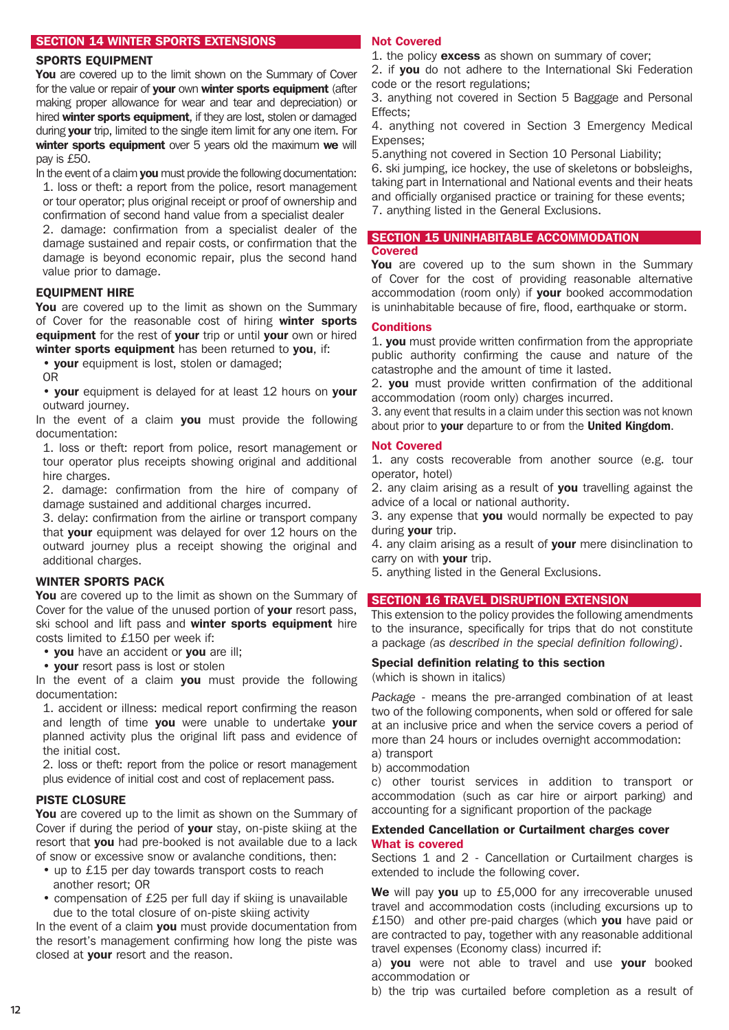## SECTION 14 WINTER SPORTS EXTENSIONS

### SPORTS EQUIPMENT

**You** are covered up to the limit shown on the Summary of Cover for the value or repair of **your** own **winter sports equipment** (after making proper allowance for wear and tear and depreciation) or hired **winter sports equipment**, if they are lost, stolen or damaged during **your** trip, limited to the single item limit for any one item. For **winter sports equipment** over 5 years old the maximum **we** will pay is £50.

In the event of a claim **you** must provide the following documentation:

1. loss or theft: a report from the police, resort management or tour operator; plus original receipt or proof of ownership and confirmation of second hand value from a specialist dealer
2. damage: confirmation from a specialist dealer of the damage sustained and repair costs, or confirmation that the damage is beyond economic repair, plus the second hand value prior to damage.

### EQUIPMENT HIRE

**You** are covered up to the limit as shown on the Summary of Cover for the reasonable cost of hiring **winter sports equipment** for the rest of **your** trip or until **your** own or hired **winter sports equipment** has been returned to **you**, if:

- **your** equipment is lost, stolen or damaged;

OR

- **your** equipment is delayed for at least 12 hours on **your** outward journey.

In the event of a claim **you** must provide the following documentation:

1. loss or theft: report from police, resort management or tour operator plus receipts showing original and additional hire charges.
2. damage: confirmation from the hire of company of damage sustained and additional charges incurred.
3. delay: confirmation from the airline or transport company that **your** equipment was delayed for over 12 hours on the outward journey plus a receipt showing the original and additional charges.

### WINTER SPORTS PACK

**You** are covered up to the limit as shown on the Summary of Cover for the value of the unused portion of **your** resort pass, ski school and lift pass and **winter sports equipment** hire costs limited to £150 per week if:

- **you** have an accident or **you** are ill;
- **your** resort pass is lost or stolen

In the event of a claim **you** must provide the following documentation:

1. accident or illness: medical report confirming the reason and length of time **you** were unable to undertake **your** planned activity plus the original lift pass and evidence of the initial cost.
2. loss or theft: report from the police or resort management plus evidence of initial cost and cost of replacement pass.

### PISTE CLOSURE

**You** are covered up to the limit as shown on the Summary of Cover if during the period of **your** stay, on-piste skiing at the resort that **you** had pre-booked is not available due to a lack of snow or excessive snow or avalanche conditions, then:

- up to £15 per day towards transport costs to reach another resort; OR
- compensation of £25 per full day if skiing is unavailable due to the total closure of on-piste skiing activity

In the event of a claim **you** must provide documentation from the resort's management confirming how long the piste was closed at **your** resort and the reason.

### Not Covered

1. the policy **excess** as shown on summary of cover;
2. if **you** do not adhere to the International Ski Federation code or the resort regulations;
3. anything not covered in Section 5 Baggage and Personal Effects;
4. anything not covered in Section 3 Emergency Medical Expenses;
5. anything not covered in Section 10 Personal Liability;
6. ski jumping, ice hockey, the use of skeletons or bobsleighs, taking part in International and National events and their heats and officially organised practice or training for these events;
7. anything listed in the General Exclusions.

## SECTION 15 UNINHABITABLE ACCOMMODATION

### Covered

**You** are covered up to the sum shown in the Summary of Cover for the cost of providing reasonable alternative accommodation (room only) if **your** booked accommodation is uninhabitable because of fire, flood, earthquake or storm.

### Conditions

1. **you** must provide written confirmation from the appropriate public authority confirming the cause and nature of the catastrophe and the amount of time it lasted.
2. **you** must provide written confirmation of the additional accommodation (room only) charges incurred.
3. any event that results in a claim under this section was not known about prior to **your** departure to or from the **United Kingdom**.

### Not Covered

1. any costs recoverable from another source (e.g. tour operator, hotel)
2. any claim arising as a result of **you** travelling against the advice of a local or national authority.
3. any expense that **you** would normally be expected to pay during **your** trip.
4. any claim arising as a result of **your** mere disinclination to carry on with **your** trip.
5. anything listed in the General Exclusions.

## SECTION 16 TRAVEL DISRUPTION EXTENSION

This extension to the policy provides the following amendments to the insurance, specifically for trips that do not constitute a package *(as described in the special definition following)*.

### Special definition relating to this section

(which is shown in italics)

*Package* - means the pre-arranged combination of at least two of the following components, when sold or offered for sale at an inclusive price and when the service covers a period of more than 24 hours or includes overnight accommodation:

a) transport
b) accommodation
c) other tourist services in addition to transport or accommodation (such as car hire or airport parking) and accounting for a significant proportion of the package

### Extended Cancellation or Curtailment charges cover

### What is covered

Sections 1 and 2 - Cancellation or Curtailment charges is extended to include the following cover.

**We** will pay **you** up to £5,000 for any irrecoverable unused travel and accommodation costs (including excursions up to £150) and other pre-paid charges (which **you** have paid or are contracted to pay, together with any reasonable additional travel expenses (Economy class) incurred if:

a) **you** were not able to travel and use **your** booked accommodation or
b) the trip was curtailed before completion as a result of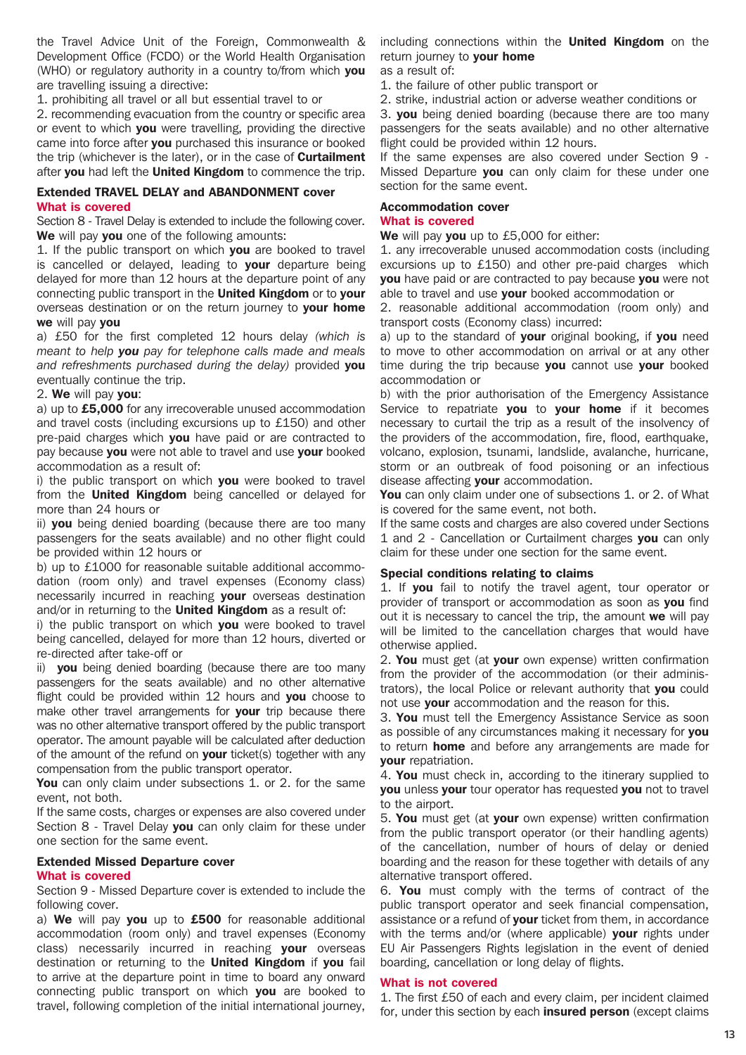the Travel Advice Unit of the Foreign, Commonwealth & Development Office (FCDO) or the World Health Organisation (WHO) or regulatory authority in a country to/from which **you** are travelling issuing a directive:

1. prohibiting all travel or all but essential travel to or
2. recommending evacuation from the country or specific area or event to which **you** were travelling, providing the directive came into force after **you** purchased this insurance or booked the trip (whichever is the later), or in the case of **Curtailment** after **you** had left the **United Kingdom** to commence the trip.

### Extended TRAVEL DELAY and ABANDONMENT cover

**What is covered**

Section 8 - Travel Delay is extended to include the following cover.

**We** will pay **you** one of the following amounts:

1. If the public transport on which **you** are booked to travel is cancelled or delayed, leading to **your** departure being delayed for more than 12 hours at the departure point of any connecting public transport in the **United Kingdom** or to **your** overseas destination or on the return journey to **your home** **we** will pay **you**

a) £50 for the first completed 12 hours delay *(which is meant to help **you** pay for telephone calls made and meals and refreshments purchased during the delay)* provided **you** eventually continue the trip.

2. **We** will pay **you**:

a) up to **£5,000** for any irrecoverable unused accommodation and travel costs (including excursions up to £150) and other pre-paid charges which **you** have paid or are contracted to pay because **you** were not able to travel and use **your** booked accommodation as a result of:

i) the public transport on which **you** were booked to travel from the **United Kingdom** being cancelled or delayed for more than 24 hours or

ii) **you** being denied boarding (because there are too many passengers for the seats available) and no other flight could be provided within 12 hours or

b) up to £1000 for reasonable suitable additional accommodation (room only) and travel expenses (Economy class) necessarily incurred in reaching **your** overseas destination and/or in returning to the **United Kingdom** as a result of:

i) the public transport on which **you** were booked to travel being cancelled, delayed for more than 12 hours, diverted or re-directed after take-off or

ii) **you** being denied boarding (because there are too many passengers for the seats available) and no other alternative flight could be provided within 12 hours and **you** choose to make other travel arrangements for **your** trip because there was no other alternative transport offered by the public transport operator. The amount payable will be calculated after deduction of the amount of the refund on **your** ticket(s) together with any compensation from the public transport operator.

**You** can only claim under subsections 1. or 2. for the same event, not both.

If the same costs, charges or expenses are also covered under Section 8 - Travel Delay **you** can only claim for these under one section for the same event.

### Extended Missed Departure cover

**What is covered**

Section 9 - Missed Departure cover is extended to include the following cover.

a) **We** will pay **you** up to **£500** for reasonable additional accommodation (room only) and travel expenses (Economy class) necessarily incurred in reaching **your** overseas destination or returning to the **United Kingdom** if **you** fail to arrive at the departure point in time to board any onward connecting public transport on which **you** are booked to travel, following completion of the initial international journey, including connections within the **United Kingdom** on the return journey to **your home**

as a result of:

1. the failure of other public transport or
2. strike, industrial action or adverse weather conditions or
3. **you** being denied boarding (because there are too many passengers for the seats available) and no other alternative flight could be provided within 12 hours.

If the same expenses are also covered under Section 9 - Missed Departure **you** can only claim for these under one section for the same event.

### Accommodation cover

**What is covered**

**We** will pay **you** up to £5,000 for either:

1. any irrecoverable unused accommodation costs (including excursions up to £150) and other pre-paid charges which **you** have paid or are contracted to pay because **you** were not able to travel and use **your** booked accommodation or
2. reasonable additional accommodation (room only) and transport costs (Economy class) incurred:

a) up to the standard of **your** original booking, if **you** need to move to other accommodation on arrival or at any other time during the trip because **you** cannot use **your** booked accommodation or

b) with the prior authorisation of the Emergency Assistance Service to repatriate **you** to **your home** if it becomes necessary to curtail the trip as a result of the insolvency of the providers of the accommodation, fire, flood, earthquake, volcano, explosion, tsunami, landslide, avalanche, hurricane, storm or an outbreak of food poisoning or an infectious disease affecting **your** accommodation.

**You** can only claim under one of subsections 1. or 2. of What is covered for the same event, not both.

If the same costs and charges are also covered under Sections 1 and 2 - Cancellation or Curtailment charges **you** can only claim for these under one section for the same event.

### Special conditions relating to claims

1. If **you** fail to notify the travel agent, tour operator or provider of transport or accommodation as soon as **you** find out it is necessary to cancel the trip, the amount **we** will pay will be limited to the cancellation charges that would have otherwise applied.
2. **You** must get (at **your** own expense) written confirmation from the provider of the accommodation (or their administrators), the local Police or relevant authority that **you** could not use **your** accommodation and the reason for this.
3. **You** must tell the Emergency Assistance Service as soon as possible of any circumstances making it necessary for **you** to return **home** and before any arrangements are made for **your** repatriation.
4. **You** must check in, according to the itinerary supplied to **you** unless **your** tour operator has requested **you** not to travel to the airport.
5. **You** must get (at **your** own expense) written confirmation from the public transport operator (or their handling agents) of the cancellation, number of hours of delay or denied boarding and the reason for these together with details of any alternative transport offered.
6. **You** must comply with the terms of contract of the public transport operator and seek financial compensation, assistance or a refund of **your** ticket from them, in accordance with the terms and/or (where applicable) **your** rights under EU Air Passengers Rights legislation in the event of denied boarding, cancellation or long delay of flights.

**What is not covered**

1. The first £50 of each and every claim, per incident claimed for, under this section by each **insured person** (except claims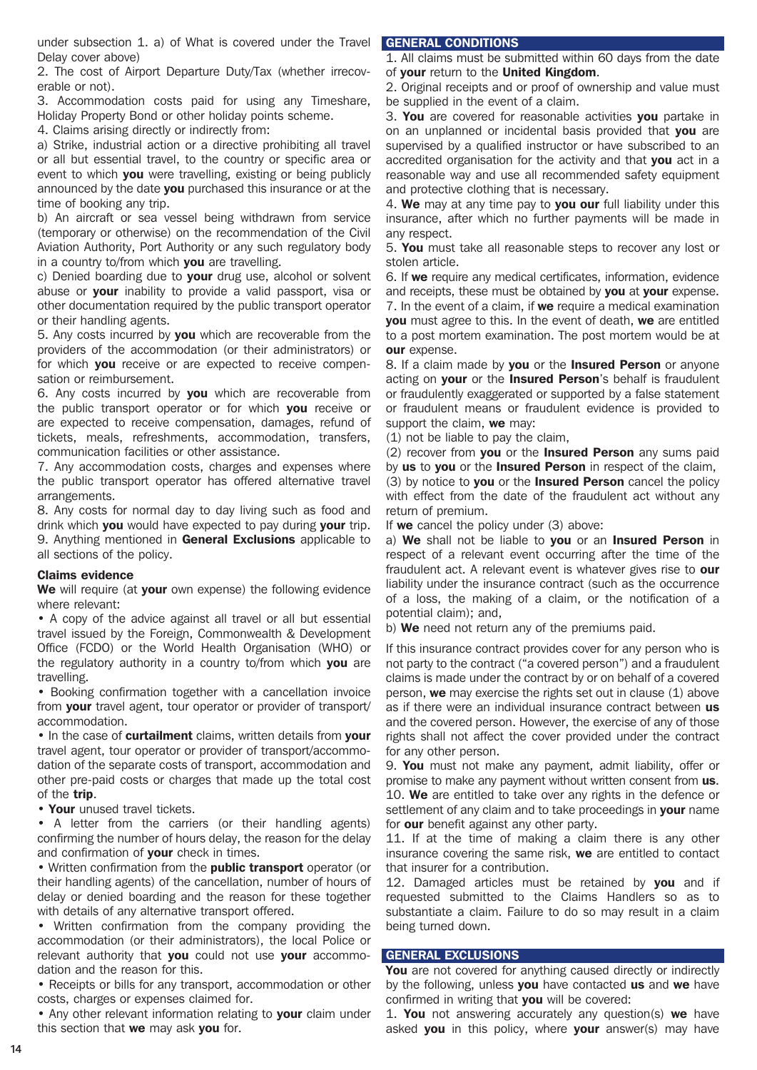under subsection 1. a) of What is covered under the Travel Delay cover above)

2. The cost of Airport Departure Duty/Tax (whether irrecoverable or not).

3. Accommodation costs paid for using any Timeshare, Holiday Property Bond or other holiday points scheme.

4. Claims arising directly or indirectly from:

a) Strike, industrial action or a directive prohibiting all travel or all but essential travel, to the country or specific area or event to which **you** were travelling, existing or being publicly announced by the date **you** purchased this insurance or at the time of booking any trip.

b) An aircraft or sea vessel being withdrawn from service (temporary or otherwise) on the recommendation of the Civil Aviation Authority, Port Authority or any such regulatory body in a country to/from which **you** are travelling.

c) Denied boarding due to **your** drug use, alcohol or solvent abuse or **your** inability to provide a valid passport, visa or other documentation required by the public transport operator or their handling agents.

5. Any costs incurred by **you** which are recoverable from the providers of the accommodation (or their administrators) or for which **you** receive or are expected to receive compensation or reimbursement.

6. Any costs incurred by **you** which are recoverable from the public transport operator or for which **you** receive or are expected to receive compensation, damages, refund of tickets, meals, refreshments, accommodation, transfers, communication facilities or other assistance.

7. Any accommodation costs, charges and expenses where the public transport operator has offered alternative travel arrangements.

8. Any costs for normal day to day living such as food and drink which **you** would have expected to pay during **your** trip.

9. Anything mentioned in **General Exclusions** applicable to all sections of the policy.

### Claims evidence

**We** will require (at **your** own expense) the following evidence where relevant:

- A copy of the advice against all travel or all but essential travel issued by the Foreign, Commonwealth & Development Office (FCDO) or the World Health Organisation (WHO) or the regulatory authority in a country to/from which **you** are travelling.
- Booking confirmation together with a cancellation invoice from **your** travel agent, tour operator or provider of transport/accommodation.
- In the case of **curtailment** claims, written details from **your** travel agent, tour operator or provider of transport/accommodation of the separate costs of transport, accommodation and other pre-paid costs or charges that made up the total cost of the **trip**.
- **Your** unused travel tickets.
- A letter from the carriers (or their handling agents) confirming the number of hours delay, the reason for the delay and confirmation of **your** check in times.
- Written confirmation from the **public transport** operator (or their handling agents) of the cancellation, number of hours of delay or denied boarding and the reason for these together with details of any alternative transport offered.
- Written confirmation from the company providing the accommodation (or their administrators), the local Police or relevant authority that **you** could not use **your** accommodation and the reason for this.
- Receipts or bills for any transport, accommodation or other costs, charges or expenses claimed for.
- Any other relevant information relating to **your** claim under this section that **we** may ask **you** for.

## GENERAL CONDITIONS

1. All claims must be submitted within 60 days from the date of **your** return to the **United Kingdom**.

2. Original receipts and or proof of ownership and value must be supplied in the event of a claim.

3. **You** are covered for reasonable activities **you** partake in on an unplanned or incidental basis provided that **you** are supervised by a qualified instructor or have subscribed to an accredited organisation for the activity and that **you** act in a reasonable way and use all recommended safety equipment and protective clothing that is necessary.

4. **We** may at any time pay to **you our** full liability under this insurance, after which no further payments will be made in any respect.

5. **You** must take all reasonable steps to recover any lost or stolen article.

6. If **we** require any medical certificates, information, evidence and receipts, these must be obtained by **you** at **your** expense.

7. In the event of a claim, if **we** require a medical examination **you** must agree to this. In the event of death, **we** are entitled to a post mortem examination. The post mortem would be at **our** expense.

8. If a claim made by **you** or the **Insured Person** or anyone acting on **your** or the **Insured Person**'s behalf is fraudulent or fraudulently exaggerated or supported by a false statement or fraudulent means or fraudulent evidence is provided to support the claim, **we** may:

(1) not be liable to pay the claim,

(2) recover from **you** or the **Insured Person** any sums paid by **us** to **you** or the **Insured Person** in respect of the claim,

(3) by notice to **you** or the **Insured Person** cancel the policy with effect from the date of the fraudulent act without any return of premium.

If **we** cancel the policy under (3) above:

a) **We** shall not be liable to **you** or an **Insured Person** in respect of a relevant event occurring after the time of the fraudulent act. A relevant event is whatever gives rise to **our** liability under the insurance contract (such as the occurrence of a loss, the making of a claim, or the notification of a potential claim); and,

b) **We** need not return any of the premiums paid.

If this insurance contract provides cover for any person who is not party to the contract ("a covered person") and a fraudulent claims is made under the contract by or on behalf of a covered person, **we** may exercise the rights set out in clause (1) above as if there were an individual insurance contract between **us** and the covered person. However, the exercise of any of those rights shall not affect the cover provided under the contract for any other person.

9. **You** must not make any payment, admit liability, offer or promise to make any payment without written consent from **us**.

10. **We** are entitled to take over any rights in the defence or settlement of any claim and to take proceedings in **your** name for **our** benefit against any other party.

11. If at the time of making a claim there is any other insurance covering the same risk, **we** are entitled to contact that insurer for a contribution.

12. Damaged articles must be retained by **you** and if requested submitted to the Claims Handlers so as to substantiate a claim. Failure to do so may result in a claim being turned down.

## GENERAL EXCLUSIONS

**You** are not covered for anything caused directly or indirectly by the following, unless **you** have contacted **us** and **we** have confirmed in writing that **you** will be covered:

1. **You** not answering accurately any question(s) **we** have asked **you** in this policy, where **your** answer(s) may have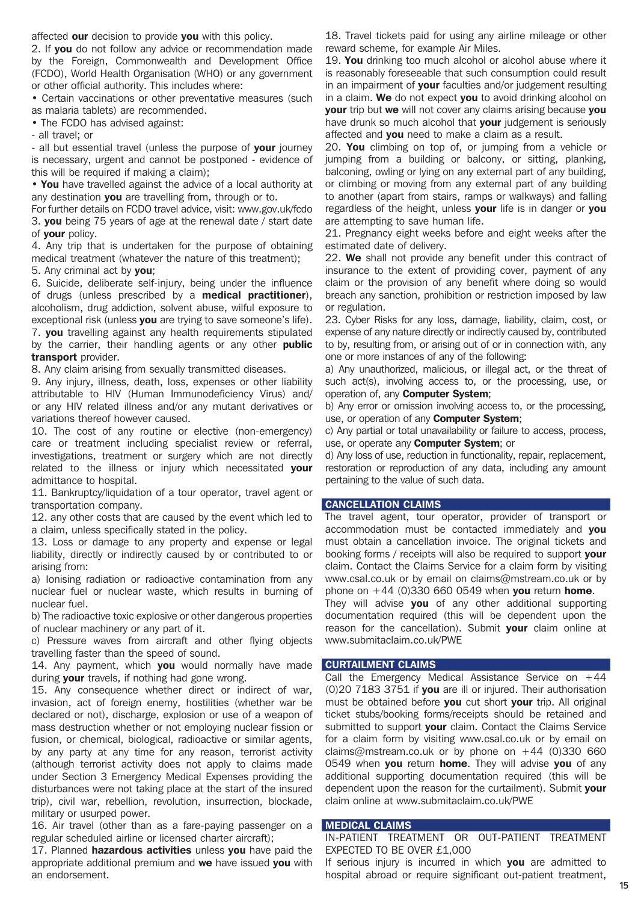affected **our** decision to provide **you** with this policy.

2. If **you** do not follow any advice or recommendation made by the Foreign, Commonwealth and Development Office (FCDO), World Health Organisation (WHO) or any government or other official authority. This includes where:

• Certain vaccinations or other preventative measures (such as malaria tablets) are recommended.

• The FCDO has advised against:

- all travel; or

- all but essential travel (unless the purpose of **your** journey is necessary, urgent and cannot be postponed - evidence of this will be required if making a claim);

• **You** have travelled against the advice of a local authority at any destination **you** are travelling from, through or to.

For further details on FCDO travel advice, visit: www.gov.uk/fcdo

3. **you** being 75 years of age at the renewal date / start date of **your** policy.

4. Any trip that is undertaken for the purpose of obtaining medical treatment (whatever the nature of this treatment);

5. Any criminal act by **you**;

6. Suicide, deliberate self-injury, being under the influence of drugs (unless prescribed by a **medical practitioner**), alcoholism, drug addiction, solvent abuse, wilful exposure to exceptional risk (unless **you** are trying to save someone's life).

7. **you** travelling against any health requirements stipulated by the carrier, their handling agents or any other **public transport** provider.

8. Any claim arising from sexually transmitted diseases.

9. Any injury, illness, death, loss, expenses or other liability attributable to HIV (Human Immunodeficiency Virus) and/ or any HIV related illness and/or any mutant derivatives or variations thereof however caused.

10. The cost of any routine or elective (non-emergency) care or treatment including specialist review or referral, investigations, treatment or surgery which are not directly related to the illness or injury which necessitated **your** admittance to hospital.

11. Bankruptcy/liquidation of a tour operator, travel agent or transportation company.

12. any other costs that are caused by the event which led to a claim, unless specifically stated in the policy.

13. Loss or damage to any property and expense or legal liability, directly or indirectly caused by or contributed to or arising from:

a) Ionising radiation or radioactive contamination from any nuclear fuel or nuclear waste, which results in burning of nuclear fuel.

b) The radioactive toxic explosive or other dangerous properties of nuclear machinery or any part of it.

c) Pressure waves from aircraft and other flying objects travelling faster than the speed of sound.

14. Any payment, which **you** would normally have made during **your** travels, if nothing had gone wrong.

15. Any consequence whether direct or indirect of war, invasion, act of foreign enemy, hostilities (whether war be declared or not), discharge, explosion or use of a weapon of mass destruction whether or not employing nuclear fission or fusion, or chemical, biological, radioactive or similar agents, by any party at any time for any reason, terrorist activity (although terrorist activity does not apply to claims made under Section 3 Emergency Medical Expenses providing the disturbances were not taking place at the start of the insured trip), civil war, rebellion, revolution, insurrection, blockade, military or usurped power.

16. Air travel (other than as a fare-paying passenger on a regular scheduled airline or licensed charter aircraft);

17. Planned **hazardous activities** unless **you** have paid the appropriate additional premium and **we** have issued **you** with an endorsement.

18. Travel tickets paid for using any airline mileage or other reward scheme, for example Air Miles.

19. **You** drinking too much alcohol or alcohol abuse where it is reasonably foreseeable that such consumption could result in an impairment of **your** faculties and/or judgement resulting in a claim. **We** do not expect **you** to avoid drinking alcohol on **your** trip but **we** will not cover any claims arising because **you** have drunk so much alcohol that **your** judgement is seriously affected and **you** need to make a claim as a result.

20. **You** climbing on top of, or jumping from a vehicle or jumping from a building or balcony, or sitting, planking, balconing, owling or lying on any external part of any building, or climbing or moving from any external part of any building to another (apart from stairs, ramps or walkways) and falling regardless of the height, unless **your** life is in danger or **you** are attempting to save human life.

21. Pregnancy eight weeks before and eight weeks after the estimated date of delivery.

22. **We** shall not provide any benefit under this contract of insurance to the extent of providing cover, payment of any claim or the provision of any benefit where doing so would breach any sanction, prohibition or restriction imposed by law or regulation.

23. Cyber Risks for any loss, damage, liability, claim, cost, or expense of any nature directly or indirectly caused by, contributed to by, resulting from, or arising out of or in connection with, any one or more instances of any of the following:

a) Any unauthorized, malicious, or illegal act, or the threat of such act(s), involving access to, or the processing, use, or operation of, any **Computer System**;

b) Any error or omission involving access to, or the processing, use, or operation of any **Computer System**;

c) Any partial or total unavailability or failure to access, process, use, or operate any **Computer System**; or

d) Any loss of use, reduction in functionality, repair, replacement, restoration or reproduction of any data, including any amount pertaining to the value of such data.

## CANCELLATION CLAIMS

The travel agent, tour operator, provider of transport or accommodation must be contacted immediately and **you** must obtain a cancellation invoice. The original tickets and booking forms / receipts will also be required to support **your** claim. Contact the Claims Service for a claim form by visiting www.csal.co.uk or by email on claims@mstream.co.uk or by phone on +44 (0)330 660 0549 when **you** return **home**.

They will advise **you** of any other additional supporting documentation required (this will be dependent upon the reason for the cancellation). Submit **your** claim online at www.submitaclaim.co.uk/PWE

## CURTAILMENT CLAIMS

Call the Emergency Medical Assistance Service on +44 (0)20 7183 3751 if **you** are ill or injured. Their authorisation must be obtained before **you** cut short **your** trip. All original ticket stubs/booking forms/receipts should be retained and submitted to support **your** claim. Contact the Claims Service for a claim form by visiting www.csal.co.uk or by email on claims@mstream.co.uk or by phone on +44 (0)330 660 0549 when **you** return **home**. They will advise **you** of any additional supporting documentation required (this will be dependent upon the reason for the curtailment). Submit **your** claim online at www.submitaclaim.co.uk/PWE

## MEDICAL CLAIMS

IN-PATIENT TREATMENT OR OUT-PATIENT TREATMENT EXPECTED TO BE OVER £1,000

If serious injury is incurred in which **you** are admitted to hospital abroad or require significant out-patient treatment,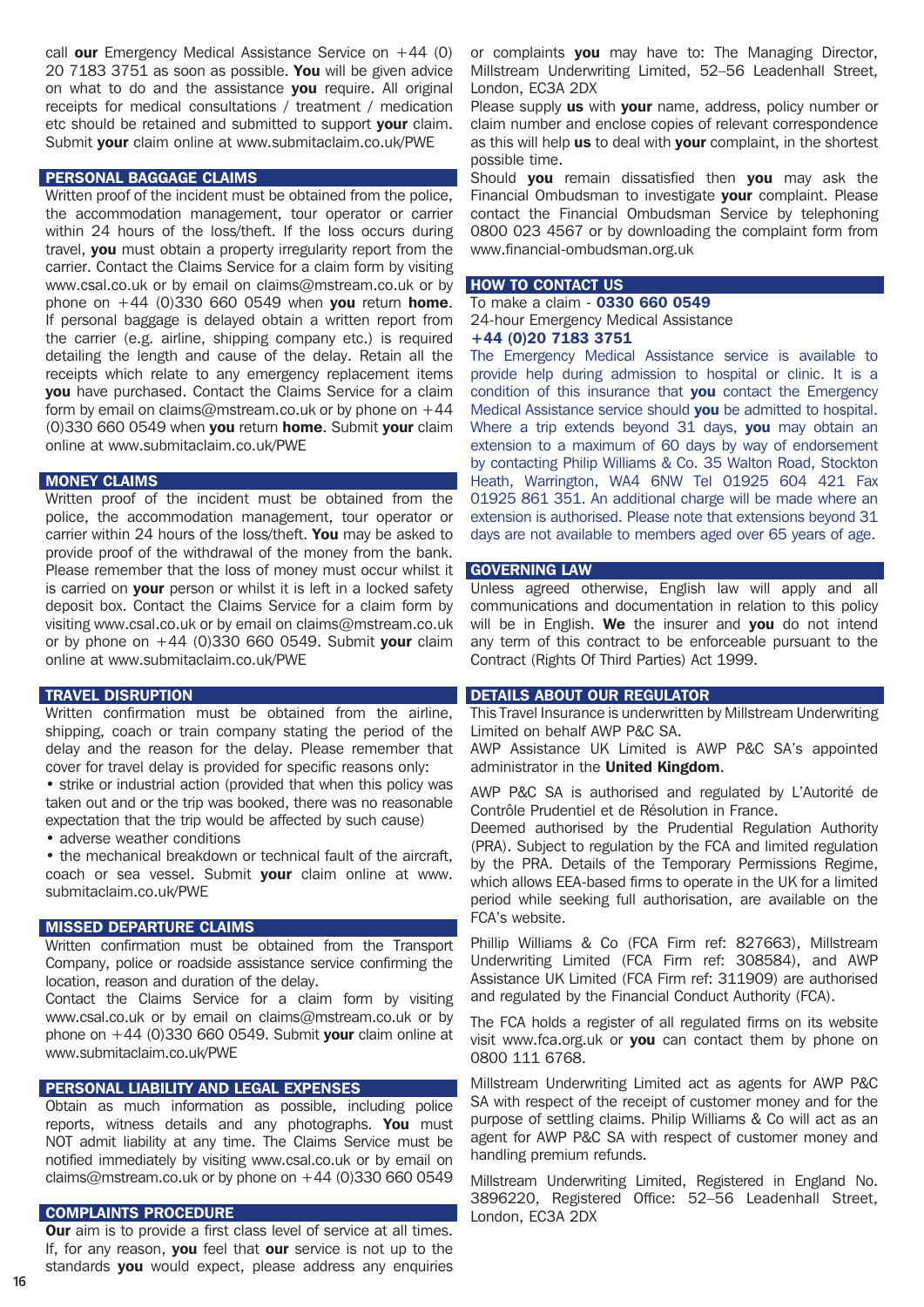call **our** Emergency Medical Assistance Service on +44 (0) 20 7183 3751 as soon as possible. **You** will be given advice on what to do and the assistance **you** require. All original receipts for medical consultations / treatment / medication etc should be retained and submitted to support **your** claim. Submit **your** claim online at www.submitaclaim.co.uk/PWE

## PERSONAL BAGGAGE CLAIMS

Written proof of the incident must be obtained from the police, the accommodation management, tour operator or carrier within 24 hours of the loss/theft. If the loss occurs during travel, **you** must obtain a property irregularity report from the carrier. Contact the Claims Service for a claim form by visiting www.csal.co.uk or by email on claims@mstream.co.uk or by phone on +44 (0)330 660 0549 when **you** return **home**. If personal baggage is delayed obtain a written report from the carrier (e.g. airline, shipping company etc.) is required detailing the length and cause of the delay. Retain all the receipts which relate to any emergency replacement items **you** have purchased. Contact the Claims Service for a claim form by email on claims@mstream.co.uk or by phone on +44 (0)330 660 0549 when **you** return **home**. Submit **your** claim online at www.submitaclaim.co.uk/PWE

## MONEY CLAIMS

Written proof of the incident must be obtained from the police, the accommodation management, tour operator or carrier within 24 hours of the loss/theft. **You** may be asked to provide proof of the withdrawal of the money from the bank. Please remember that the loss of money must occur whilst it is carried on **your** person or whilst it is left in a locked safety deposit box. Contact the Claims Service for a claim form by visiting www.csal.co.uk or by email on claims@mstream.co.uk or by phone on +44 (0)330 660 0549. Submit **your** claim online at www.submitaclaim.co.uk/PWE

## TRAVEL DISRUPTION

Written confirmation must be obtained from the airline, shipping, coach or train company stating the period of the delay and the reason for the delay. Please remember that cover for travel delay is provided for specific reasons only:

- strike or industrial action (provided that when this policy was taken out and or the trip was booked, there was no reasonable expectation that the trip would be affected by such cause)
- adverse weather conditions
- the mechanical breakdown or technical fault of the aircraft, coach or sea vessel. Submit **your** claim online at www.submitaclaim.co.uk/PWE

## MISSED DEPARTURE CLAIMS

Written confirmation must be obtained from the Transport Company, police or roadside assistance service confirming the location, reason and duration of the delay.

Contact the Claims Service for a claim form by visiting www.csal.co.uk or by email on claims@mstream.co.uk or by phone on +44 (0)330 660 0549. Submit **your** claim online at www.submitaclaim.co.uk/PWE

## PERSONAL LIABILITY AND LEGAL EXPENSES

Obtain as much information as possible, including police reports, witness details and any photographs. **You** must NOT admit liability at any time. The Claims Service must be notified immediately by visiting www.csal.co.uk or by email on claims@mstream.co.uk or by phone on +44 (0)330 660 0549

## COMPLAINTS PROCEDURE

**Our** aim is to provide a first class level of service at all times. If, for any reason, **you** feel that **our** service is not up to the standards **you** would expect, please address any enquiries or complaints **you** may have to: The Managing Director, Millstream Underwriting Limited, 52–56 Leadenhall Street, London, EC3A 2DX

Please supply **us** with **your** name, address, policy number or claim number and enclose copies of relevant correspondence as this will help **us** to deal with **your** complaint, in the shortest possible time.

Should **you** remain dissatisfied then **you** may ask the Financial Ombudsman to investigate **your** complaint. Please contact the Financial Ombudsman Service by telephoning 0800 023 4567 or by downloading the complaint form from www.financial-ombudsman.org.uk

## HOW TO CONTACT US

To make a claim - **0330 660 0549**

24-hour Emergency Medical Assistance

**+44 (0)20 7183 3751**

The Emergency Medical Assistance service is available to provide help during admission to hospital or clinic. It is a condition of this insurance that **you** contact the Emergency Medical Assistance service should **you** be admitted to hospital. Where a trip extends beyond 31 days, **you** may obtain an extension to a maximum of 60 days by way of endorsement by contacting Philip Williams & Co. 35 Walton Road, Stockton Heath, Warrington, WA4 6NW Tel 01925 604 421 Fax 01925 861 351. An additional charge will be made where an extension is authorised. Please note that extensions beyond 31 days are not available to members aged over 65 years of age.

## GOVERNING LAW

Unless agreed otherwise, English law will apply and all communications and documentation in relation to this policy will be in English. **We** the insurer and **you** do not intend any term of this contract to be enforceable pursuant to the Contract (Rights Of Third Parties) Act 1999.

## DETAILS ABOUT OUR REGULATOR

This Travel Insurance is underwritten by Millstream Underwriting Limited on behalf AWP P&C SA.

AWP Assistance UK Limited is AWP P&C SA's appointed administrator in the **United Kingdom**.

AWP P&C SA is authorised and regulated by L'Autorité de Contrôle Prudentiel et de Résolution in France.

Deemed authorised by the Prudential Regulation Authority (PRA). Subject to regulation by the FCA and limited regulation by the PRA. Details of the Temporary Permissions Regime, which allows EEA-based firms to operate in the UK for a limited period while seeking full authorisation, are available on the FCA's website.

Phillip Williams & Co (FCA Firm ref: 827663), Millstream Underwriting Limited (FCA Firm ref: 308584), and AWP Assistance UK Limited (FCA Firm ref: 311909) are authorised and regulated by the Financial Conduct Authority (FCA).

The FCA holds a register of all regulated firms on its website visit www.fca.org.uk or **you** can contact them by phone on 0800 111 6768.

Millstream Underwriting Limited act as agents for AWP P&C SA with respect of the receipt of customer money and for the purpose of settling claims. Philip Williams & Co will act as an agent for AWP P&C SA with respect of customer money and handling premium refunds.

Millstream Underwriting Limited, Registered in England No. 3896220, Registered Office: 52–56 Leadenhall Street, London, EC3A 2DX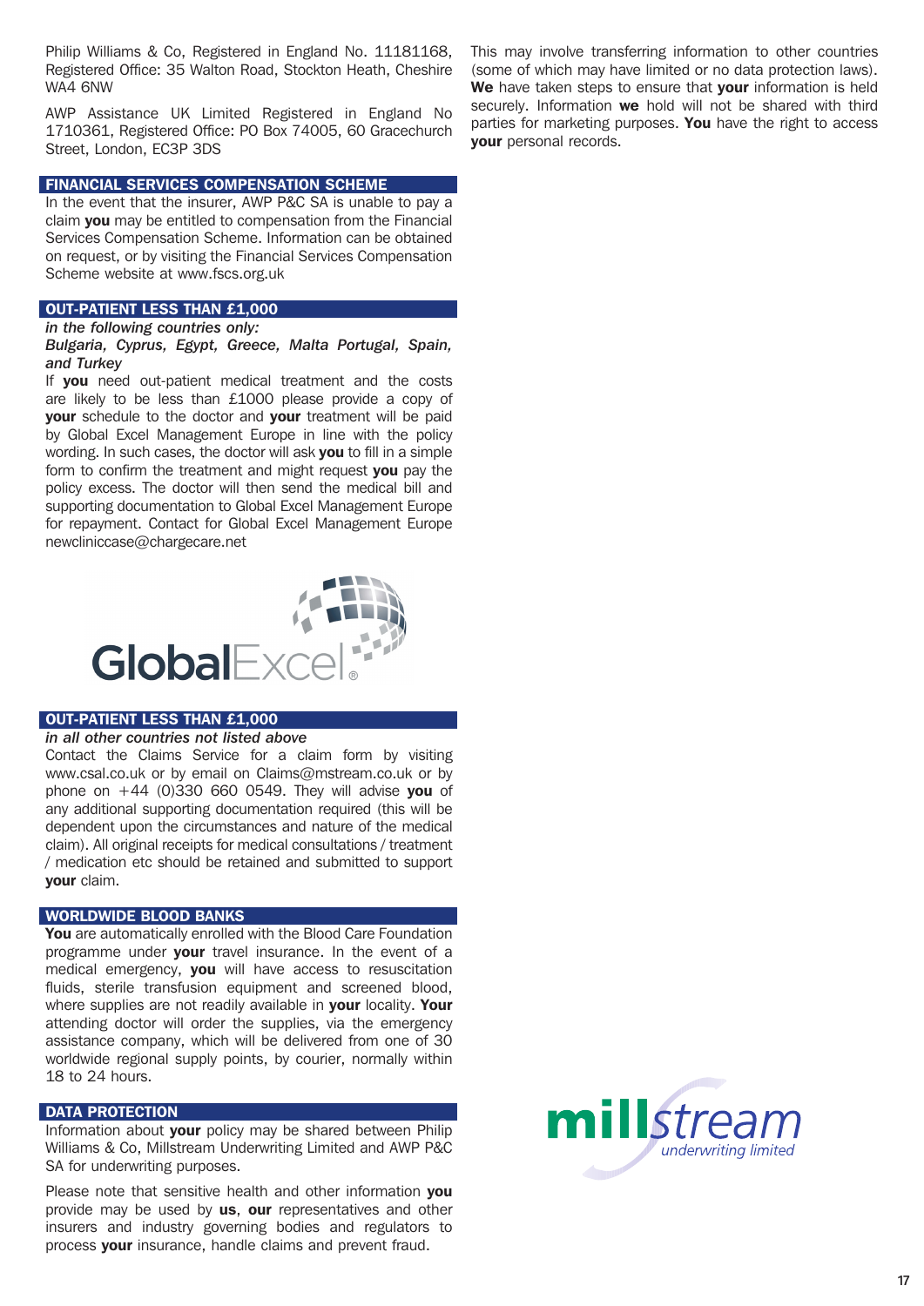Philip Williams & Co, Registered in England No. 11181168, Registered Office: 35 Walton Road, Stockton Heath, Cheshire WA4 6NW

AWP Assistance UK Limited Registered in England No 1710361, Registered Office: PO Box 74005, 60 Gracechurch Street, London, EC3P 3DS

## FINANCIAL SERVICES COMPENSATION SCHEME

In the event that the insurer, AWP P&C SA is unable to pay a claim **you** may be entitled to compensation from the Financial Services Compensation Scheme. Information can be obtained on request, or by visiting the Financial Services Compensation Scheme website at www.fscs.org.uk

## OUT-PATIENT LESS THAN £1,000

***in the following countries only:***
***Bulgaria, Cyprus, Egypt, Greece, Malta Portugal, Spain, and Turkey***

If **you** need out-patient medical treatment and the costs are likely to be less than £1000 please provide a copy of **your** schedule to the doctor and **your** treatment will be paid by Global Excel Management Europe in line with the policy wording. In such cases, the doctor will ask **you** to fill in a simple form to confirm the treatment and might request **you** pay the policy excess. The doctor will then send the medical bill and supporting documentation to Global Excel Management Europe for repayment. Contact for Global Excel Management Europe newcliniccase@chargecare.net

GlobalExcel®

## OUT-PATIENT LESS THAN £1,000

***in all other countries not listed above***

Contact the Claims Service for a claim form by visiting www.csal.co.uk or by email on Claims@mstream.co.uk or by phone on +44 (0)330 660 0549. They will advise **you** of any additional supporting documentation required (this will be dependent upon the circumstances and nature of the medical claim). All original receipts for medical consultations / treatment / medication etc should be retained and submitted to support **your** claim.

## WORLDWIDE BLOOD BANKS

**You** are automatically enrolled with the Blood Care Foundation programme under **your** travel insurance. In the event of a medical emergency, **you** will have access to resuscitation fluids, sterile transfusion equipment and screened blood, where supplies are not readily available in **your** locality. **Your** attending doctor will order the supplies, via the emergency assistance company, which will be delivered from one of 30 worldwide regional supply points, by courier, normally within 18 to 24 hours.

## DATA PROTECTION

Information about **your** policy may be shared between Philip Williams & Co, Millstream Underwriting Limited and AWP P&C SA for underwriting purposes.

Please note that sensitive health and other information **you** provide may be used by **us**, **our** representatives and other insurers and industry governing bodies and regulators to process **your** insurance, handle claims and prevent fraud.

This may involve transferring information to other countries (some of which may have limited or no data protection laws). **We** have taken steps to ensure that **your** information is held securely. Information **we** hold will not be shared with third parties for marketing purposes. **You** have the right to access **your** personal records.

millstream underwriting limited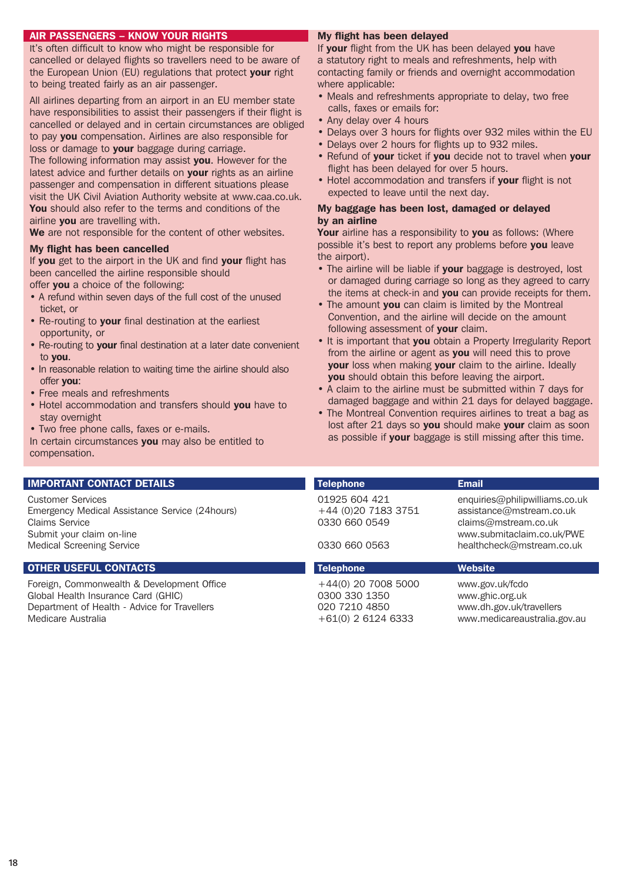## AIR PASSENGERS – KNOW YOUR RIGHTS

It's often difficult to know who might be responsible for cancelled or delayed flights so travellers need to be aware of the European Union (EU) regulations that protect **your** right to being treated fairly as an air passenger.

All airlines departing from an airport in an EU member state have responsibilities to assist their passengers if their flight is cancelled or delayed and in certain circumstances are obliged to pay **you** compensation. Airlines are also responsible for loss or damage to **your** baggage during carriage.

The following information may assist **you**. However for the latest advice and further details on **your** rights as an airline passenger and compensation in different situations please visit the UK Civil Aviation Authority website at www.caa.co.uk.

**You** should also refer to the terms and conditions of the airline **you** are travelling with.

**We** are not responsible for the content of other websites.

### My flight has been cancelled

If **you** get to the airport in the UK and find **your** flight has been cancelled the airline responsible should offer **you** a choice of the following:

- A refund within seven days of the full cost of the unused ticket, or
- Re-routing to **your** final destination at the earliest opportunity, or
- Re-routing to **your** final destination at a later date convenient to **you**.
- In reasonable relation to waiting time the airline should also offer **you**:
- Free meals and refreshments
- Hotel accommodation and transfers should **you** have to stay overnight
- Two free phone calls, faxes or e-mails.

In certain circumstances **you** may also be entitled to compensation.

### My flight has been delayed

If **your** flight from the UK has been delayed **you** have a statutory right to meals and refreshments, help with contacting family or friends and overnight accommodation where applicable:

- Meals and refreshments appropriate to delay, two free calls, faxes or emails for:
- Any delay over 4 hours
- Delays over 3 hours for flights over 932 miles within the EU
- Delays over 2 hours for flights up to 932 miles.
- Refund of **your** ticket if **you** decide not to travel when **your** flight has been delayed for over 5 hours.
- Hotel accommodation and transfers if **your** flight is not expected to leave until the next day.

### My baggage has been lost, damaged or delayed by an airline

**Your** airline has a responsibility to **you** as follows: (Where possible it's best to report any problems before **you** leave the airport).

- The airline will be liable if **your** baggage is destroyed, lost or damaged during carriage so long as they agreed to carry the items at check-in and **you** can provide receipts for them.
- The amount **you** can claim is limited by the Montreal Convention, and the airline will decide on the amount following assessment of **your** claim.
- It is important that **you** obtain a Property Irregularity Report from the airline or agent as **you** will need this to prove **your** loss when making **your** claim to the airline. Ideally **you** should obtain this before leaving the airport.
- A claim to the airline must be submitted within 7 days for damaged baggage and within 21 days for delayed baggage.
- The Montreal Convention requires airlines to treat a bag as lost after 21 days so **you** should make **your** claim as soon as possible if **your** baggage is still missing after this time.

| IMPORTANT CONTACT DETAILS | Telephone | Email |
|---|---|---|
| Customer Services | 01925 604 421 | enquiries@philipwilliams.co.uk |
| Emergency Medical Assistance Service (24hours) | +44 (0)20 7183 3751 | assistance@mstream.co.uk |
| Claims Service | 0330 660 0549 | claims@mstream.co.uk |
| Submit your claim on-line | | www.submitaclaim.co.uk/PWE |
| Medical Screening Service | 0330 660 0563 | healthcheck@mstream.co.uk |

| OTHER USEFUL CONTACTS | Telephone | Website |
|---|---|---|
| Foreign, Commonwealth & Development Office | +44(0) 20 7008 5000 | www.gov.uk/fcdo |
| Global Health Insurance Card (GHIC) | 0300 330 1350 | www.ghic.org.uk |
| Department of Health - Advice for Travellers | 020 7210 4850 | www.dh.gov.uk/travellers |
| Medicare Australia | +61(0) 2 6124 6333 | www.medicareaustralia.gov.au |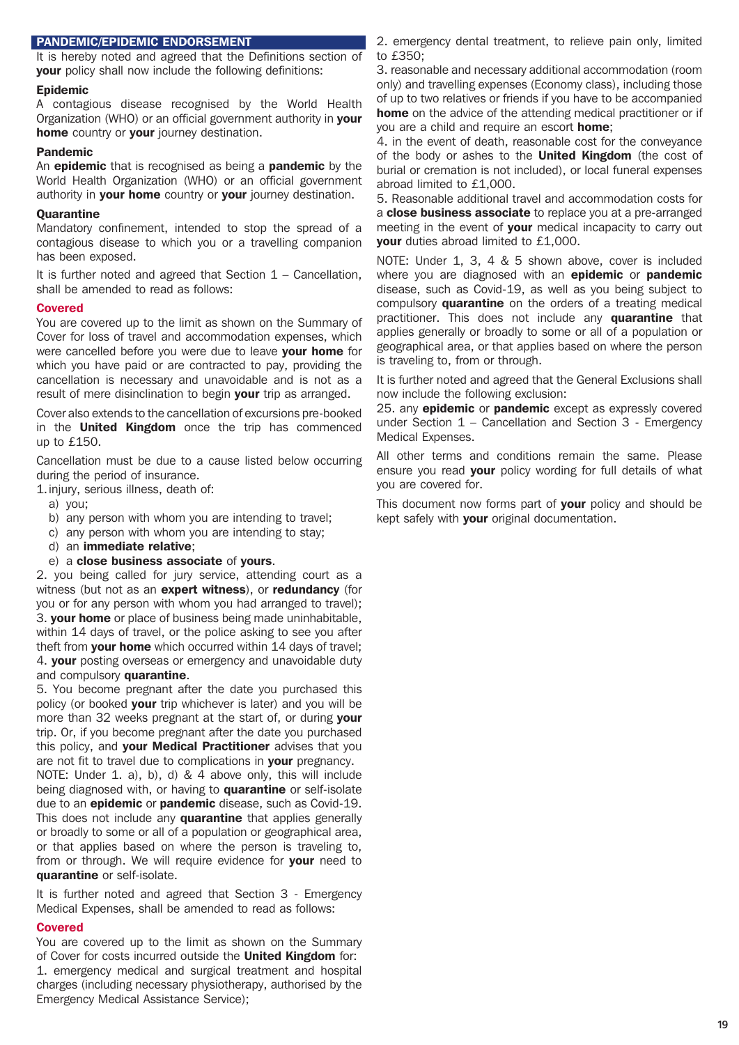## PANDEMIC/EPIDEMIC ENDORSEMENT

It is hereby noted and agreed that the Definitions section of **your** policy shall now include the following definitions:

**Epidemic**
A contagious disease recognised by the World Health Organization (WHO) or an official government authority in **your home** country or **your** journey destination.

**Pandemic**
An **epidemic** that is recognised as being a **pandemic** by the World Health Organization (WHO) or an official government authority in **your home** country or **your** journey destination.

**Quarantine**
Mandatory confinement, intended to stop the spread of a contagious disease to which you or a travelling companion has been exposed.

It is further noted and agreed that Section 1 – Cancellation, shall be amended to read as follows:

**Covered**

You are covered up to the limit as shown on the Summary of Cover for loss of travel and accommodation expenses, which were cancelled before you were due to leave **your home** for which you have paid or are contracted to pay, providing the cancellation is necessary and unavoidable and is not as a result of mere disinclination to begin **your** trip as arranged.

Cover also extends to the cancellation of excursions pre-booked in the **United Kingdom** once the trip has commenced up to £150.

Cancellation must be due to a cause listed below occurring during the period of insurance.

1. injury, serious illness, death of:
   a) you;
   b) any person with whom you are intending to travel;
   c) any person with whom you are intending to stay;
   d) an **immediate relative**;
   e) a **close business associate** of **yours**.
2. you being called for jury service, attending court as a witness (but not as an **expert witness**), or **redundancy** (for you or for any person with whom you had arranged to travel);
3. **your home** or place of business being made uninhabitable, within 14 days of travel, or the police asking to see you after theft from **your home** which occurred within 14 days of travel;
4. **your** posting overseas or emergency and unavoidable duty and compulsory **quarantine**.
5. You become pregnant after the date you purchased this policy (or booked **your** trip whichever is later) and you will be more than 32 weeks pregnant at the start of, or during **your** trip. Or, if you become pregnant after the date you purchased this policy, and **your Medical Practitioner** advises that you are not fit to travel due to complications in **your** pregnancy.

NOTE: Under 1. a), b), d) & 4 above only, this will include being diagnosed with, or having to **quarantine** or self-isolate due to an **epidemic** or **pandemic** disease, such as Covid-19. This does not include any **quarantine** that applies generally or broadly to some or all of a population or geographical area, or that applies based on where the person is traveling to, from or through. We will require evidence for **your** need to **quarantine** or self-isolate.

It is further noted and agreed that Section 3 - Emergency Medical Expenses, shall be amended to read as follows:

**Covered**

You are covered up to the limit as shown on the Summary of Cover for costs incurred outside the **United Kingdom** for:

1. emergency medical and surgical treatment and hospital charges (including necessary physiotherapy, authorised by the Emergency Medical Assistance Service);
2. emergency dental treatment, to relieve pain only, limited to £350;
3. reasonable and necessary additional accommodation (room only) and travelling expenses (Economy class), including those of up to two relatives or friends if you have to be accompanied **home** on the advice of the attending medical practitioner or if you are a child and require an escort **home**;
4. in the event of death, reasonable cost for the conveyance of the body or ashes to the **United Kingdom** (the cost of burial or cremation is not included), or local funeral expenses abroad limited to £1,000.
5. Reasonable additional travel and accommodation costs for a **close business associate** to replace you at a pre-arranged meeting in the event of **your** medical incapacity to carry out **your** duties abroad limited to £1,000.

NOTE: Under 1, 3, 4 & 5 shown above, cover is included where you are diagnosed with an **epidemic** or **pandemic** disease, such as Covid-19, as well as you being subject to compulsory **quarantine** on the orders of a treating medical practitioner. This does not include any **quarantine** that applies generally or broadly to some or all of a population or geographical area, or that applies based on where the person is traveling to, from or through.

It is further noted and agreed that the General Exclusions shall now include the following exclusion:

25. any **epidemic** or **pandemic** except as expressly covered under Section 1 – Cancellation and Section 3 - Emergency Medical Expenses.

All other terms and conditions remain the same. Please ensure you read **your** policy wording for full details of what you are covered for.

This document now forms part of **your** policy and should be kept safely with **your** original documentation.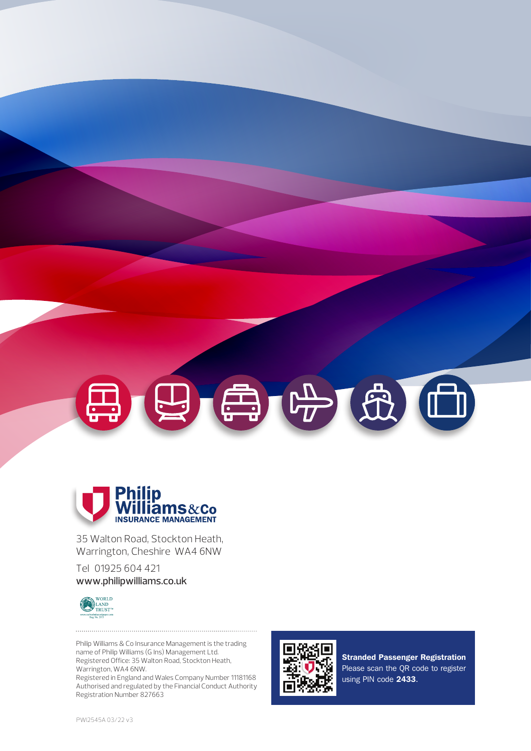**Philip Williams & Co**
**INSURANCE MANAGEMENT**

35 Walton Road, Stockton Heath,
Warrington, Cheshire WA4 6NW

Tel 01925 604 421
www.philipwilliams.co.uk

WORLD LAND TRUST™

Philip Williams & Co Insurance Management is the trading name of Philip Williams (G Ins) Management Ltd.
Registered Office: 35 Walton Road, Stockton Heath, Warrington, WA4 6NW.
Registered in England and Wales Company Number 11181168
Authorised and regulated by the Financial Conduct Authority
Registration Number 827663

**Stranded Passenger Registration**
Please scan the QR code to register using PIN code **2433**.

PWI2545A 03/22 v3